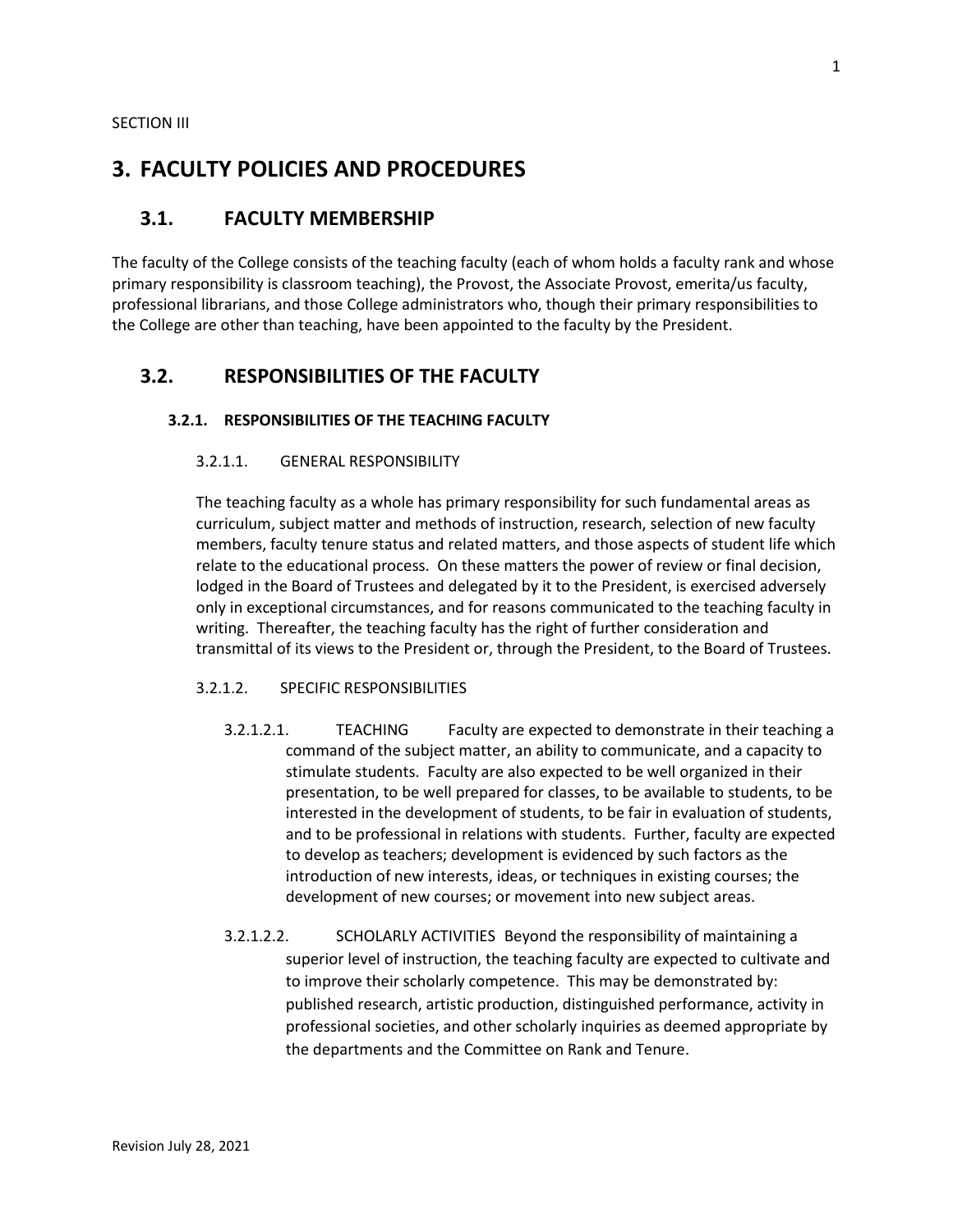SECTION III

# 3. FACULTY POLICIES AND PROCEDURES

## 3.1. FACULTY MEMBERSHIP

The faculty of the College consists of the teaching faculty (each of whom holds a faculty rank and whose primary responsibility is classroom teaching), the Provost, the Associate Provost, emerita/us faculty, professional librarians, and those College administrators who, though their primary responsibilities to the College are other than teaching, have been appointed to the faculty by the President.

## 3.2. RESPONSIBILITIES OF THE FACULTY

### 3.2.1. RESPONSIBILITIES OF THE TEACHING FACULTY

#### 3.2.1.1. GENERAL RESPONSIBILITY

The teaching faculty as a whole has primary responsibility for such fundamental areas as curriculum, subject matter and methods of instruction, research, selection of new faculty members, faculty tenure status and related matters, and those aspects of student life which relate to the educational process. On these matters the power of review or final decision, lodged in the Board of Trustees and delegated by it to the President, is exercised adversely only in exceptional circumstances, and for reasons communicated to the teaching faculty in writing. Thereafter, the teaching faculty has the right of further consideration and transmittal of its views to the President or, through the President, to the Board of Trustees.

#### 3.2.1.2. SPECIFIC RESPONSIBILITIES

3.2.1.2.1. TEACHING Faculty are expected to demonstrate in their teaching a command of the subject matter, an ability to communicate, and a capacity to stimulate students. Faculty are also expected to be well organized in their presentation, to be well prepared for classes, to be available to students, to be interested in the development of students, to be fair in evaluation of students, and to be professional in relations with students. Further, faculty are expected to develop as teachers; development is evidenced by such factors as the introduction of new interests, ideas, or techniques in existing courses; the development of new courses; or movement into new subject areas.

3.2.1.2.2. SCHOLARLY ACTIVITIES Beyond the responsibility of maintaining a superior level of instruction, the teaching faculty are expected to cultivate and to improve their scholarly competence. This may be demonstrated by: published research, artistic production, distinguished performance, activity in professional societies, and other scholarly inquiries as deemed appropriate by the departments and the Committee on Rank and Tenure.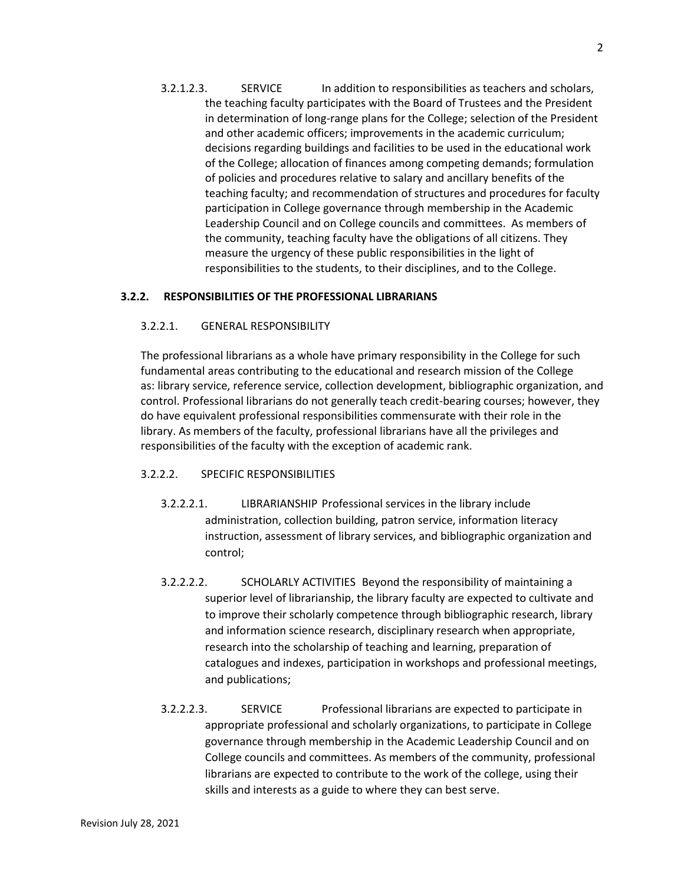3.2.1.2.3. SERVICE In addition to responsibilities as teachers and scholars, the teaching faculty participates with the Board of Trustees and the President in determination of long-range plans for the College; selection of the President and other academic officers; improvements in the academic curriculum; decisions regarding buildings and facilities to be used in the educational work of the College; allocation of finances among competing demands; formulation of policies and procedures relative to salary and ancillary benefits of the teaching faculty; and recommendation of structures and procedures for faculty participation in College governance through membership in the Academic Leadership Council and on College councils and committees. As members of the community, teaching faculty have the obligations of all citizens. They measure the urgency of these public responsibilities in the light of responsibilities to the students, to their disciplines, and to the College.

### 3.2.2. RESPONSIBILITIES OF THE PROFESSIONAL LIBRARIANS

#### 3.2.2.1. GENERAL RESPONSIBILITY

The professional librarians as a whole have primary responsibility in the College for such fundamental areas contributing to the educational and research mission of the College as: library service, reference service, collection development, bibliographic organization, and control. Professional librarians do not generally teach credit-bearing courses; however, they do have equivalent professional responsibilities commensurate with their role in the library. As members of the faculty, professional librarians have all the privileges and responsibilities of the faculty with the exception of academic rank.

#### 3.2.2.2. SPECIFIC RESPONSIBILITIES

3.2.2.2.1. LIBRARIANSHIP Professional services in the library include administration, collection building, patron service, information literacy instruction, assessment of library services, and bibliographic organization and control;

3.2.2.2.2. SCHOLARLY ACTIVITIES Beyond the responsibility of maintaining a superior level of librarianship, the library faculty are expected to cultivate and to improve their scholarly competence through bibliographic research, library and information science research, disciplinary research when appropriate, research into the scholarship of teaching and learning, preparation of catalogues and indexes, participation in workshops and professional meetings, and publications;

3.2.2.2.3. SERVICE Professional librarians are expected to participate in appropriate professional and scholarly organizations, to participate in College governance through membership in the Academic Leadership Council and on College councils and committees. As members of the community, professional librarians are expected to contribute to the work of the college, using their skills and interests as a guide to where they can best serve.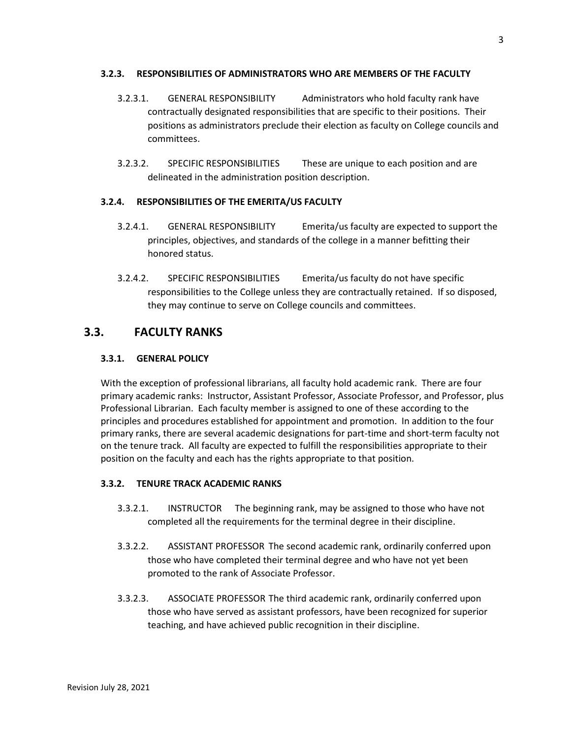### 3.2.3. RESPONSIBILITIES OF ADMINISTRATORS WHO ARE MEMBERS OF THE FACULTY

3.2.3.1. GENERAL RESPONSIBILITY Administrators who hold faculty rank have contractually designated responsibilities that are specific to their positions. Their positions as administrators preclude their election as faculty on College councils and committees.

3.2.3.2. SPECIFIC RESPONSIBILITIES These are unique to each position and are delineated in the administration position description.

### 3.2.4. RESPONSIBILITIES OF THE EMERITA/US FACULTY

3.2.4.1. GENERAL RESPONSIBILITY Emerita/us faculty are expected to support the principles, objectives, and standards of the college in a manner befitting their honored status.

3.2.4.2. SPECIFIC RESPONSIBILITIES Emerita/us faculty do not have specific responsibilities to the College unless they are contractually retained. If so disposed, they may continue to serve on College councils and committees.

## 3.3. FACULTY RANKS

### 3.3.1. GENERAL POLICY

With the exception of professional librarians, all faculty hold academic rank. There are four primary academic ranks: Instructor, Assistant Professor, Associate Professor, and Professor, plus Professional Librarian. Each faculty member is assigned to one of these according to the principles and procedures established for appointment and promotion. In addition to the four primary ranks, there are several academic designations for part-time and short-term faculty not on the tenure track. All faculty are expected to fulfill the responsibilities appropriate to their position on the faculty and each has the rights appropriate to that position.

### 3.3.2. TENURE TRACK ACADEMIC RANKS

3.3.2.1. INSTRUCTOR The beginning rank, may be assigned to those who have not completed all the requirements for the terminal degree in their discipline.

3.3.2.2. ASSISTANT PROFESSOR The second academic rank, ordinarily conferred upon those who have completed their terminal degree and who have not yet been promoted to the rank of Associate Professor.

3.3.2.3. ASSOCIATE PROFESSOR The third academic rank, ordinarily conferred upon those who have served as assistant professors, have been recognized for superior teaching, and have achieved public recognition in their discipline.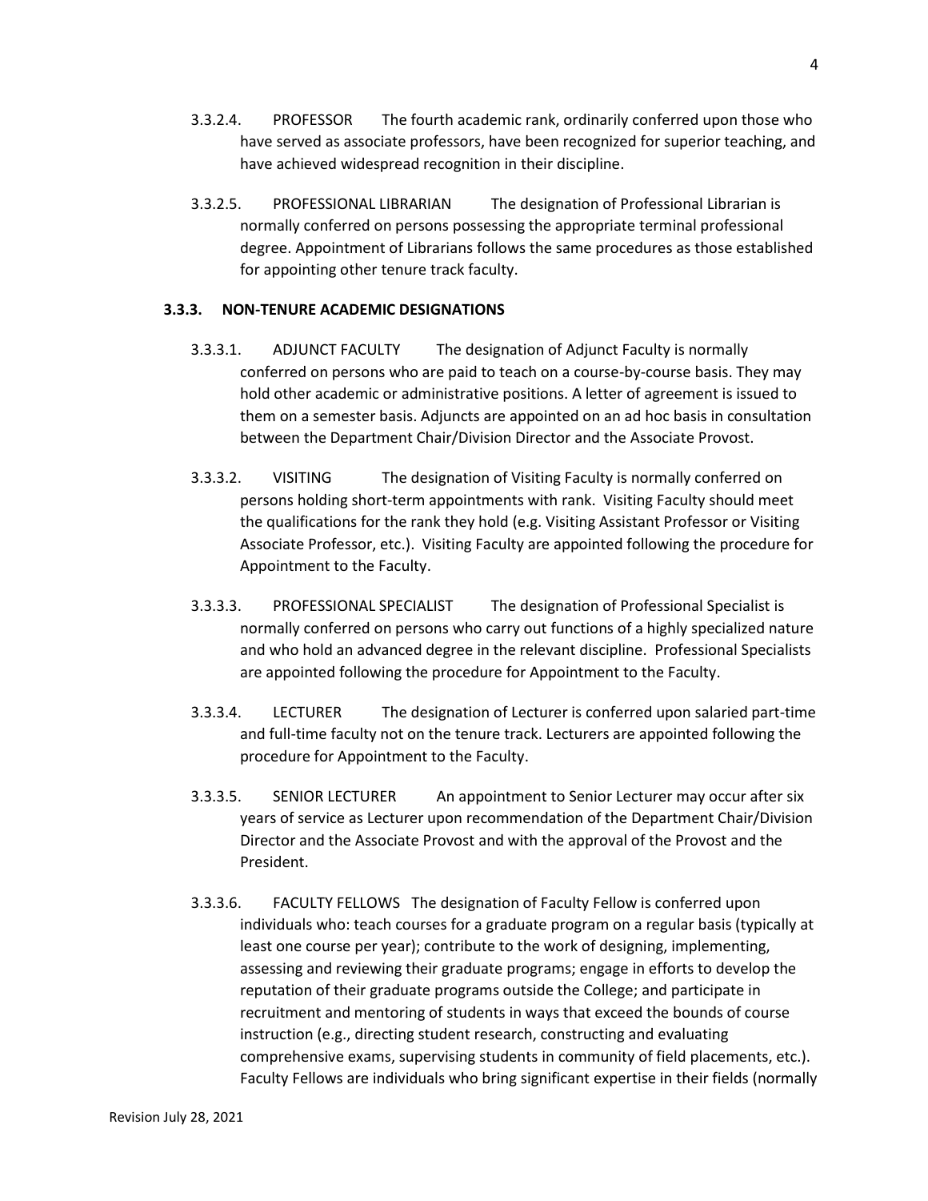3.3.2.4. PROFESSOR The fourth academic rank, ordinarily conferred upon those who have served as associate professors, have been recognized for superior teaching, and have achieved widespread recognition in their discipline.

3.3.2.5. PROFESSIONAL LIBRARIAN The designation of Professional Librarian is normally conferred on persons possessing the appropriate terminal professional degree. Appointment of Librarians follows the same procedures as those established for appointing other tenure track faculty.

### 3.3.3. NON-TENURE ACADEMIC DESIGNATIONS

3.3.3.1. ADJUNCT FACULTY The designation of Adjunct Faculty is normally conferred on persons who are paid to teach on a course-by-course basis. They may hold other academic or administrative positions. A letter of agreement is issued to them on a semester basis. Adjuncts are appointed on an ad hoc basis in consultation between the Department Chair/Division Director and the Associate Provost.

3.3.3.2. VISITING The designation of Visiting Faculty is normally conferred on persons holding short-term appointments with rank. Visiting Faculty should meet the qualifications for the rank they hold (e.g. Visiting Assistant Professor or Visiting Associate Professor, etc.). Visiting Faculty are appointed following the procedure for Appointment to the Faculty.

3.3.3.3. PROFESSIONAL SPECIALIST The designation of Professional Specialist is normally conferred on persons who carry out functions of a highly specialized nature and who hold an advanced degree in the relevant discipline. Professional Specialists are appointed following the procedure for Appointment to the Faculty.

3.3.3.4. LECTURER The designation of Lecturer is conferred upon salaried part-time and full-time faculty not on the tenure track. Lecturers are appointed following the procedure for Appointment to the Faculty.

3.3.3.5. SENIOR LECTURER An appointment to Senior Lecturer may occur after six years of service as Lecturer upon recommendation of the Department Chair/Division Director and the Associate Provost and with the approval of the Provost and the President.

3.3.3.6. FACULTY FELLOWS The designation of Faculty Fellow is conferred upon individuals who: teach courses for a graduate program on a regular basis (typically at least one course per year); contribute to the work of designing, implementing, assessing and reviewing their graduate programs; engage in efforts to develop the reputation of their graduate programs outside the College; and participate in recruitment and mentoring of students in ways that exceed the bounds of course instruction (e.g., directing student research, constructing and evaluating comprehensive exams, supervising students in community of field placements, etc.). Faculty Fellows are individuals who bring significant expertise in their fields (normally

Revision July 28, 2021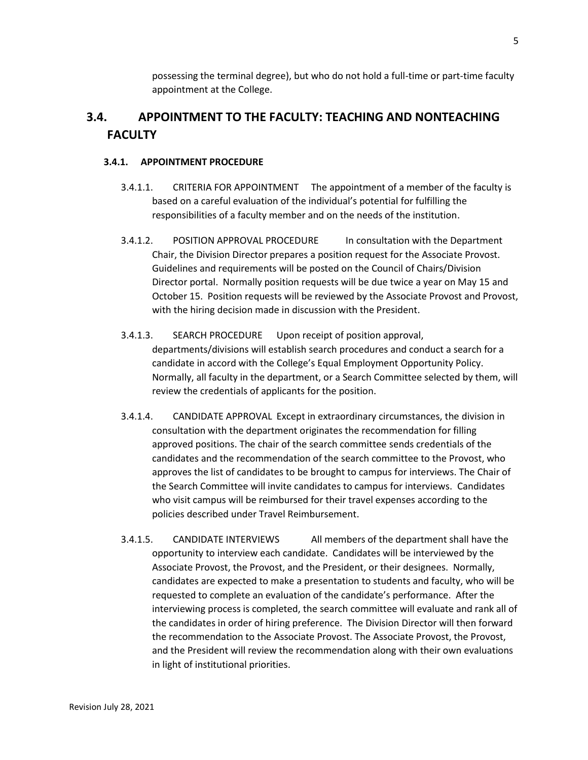possessing the terminal degree), but who do not hold a full-time or part-time faculty appointment at the College.

## 3.4. APPOINTMENT TO THE FACULTY: TEACHING AND NONTEACHING FACULTY

### 3.4.1. APPOINTMENT PROCEDURE

3.4.1.1. CRITERIA FOR APPOINTMENT The appointment of a member of the faculty is based on a careful evaluation of the individual's potential for fulfilling the responsibilities of a faculty member and on the needs of the institution.

3.4.1.2. POSITION APPROVAL PROCEDURE In consultation with the Department Chair, the Division Director prepares a position request for the Associate Provost. Guidelines and requirements will be posted on the Council of Chairs/Division Director portal. Normally position requests will be due twice a year on May 15 and October 15. Position requests will be reviewed by the Associate Provost and Provost, with the hiring decision made in discussion with the President.

3.4.1.3. SEARCH PROCEDURE Upon receipt of position approval, departments/divisions will establish search procedures and conduct a search for a candidate in accord with the College's Equal Employment Opportunity Policy. Normally, all faculty in the department, or a Search Committee selected by them, will review the credentials of applicants for the position.

3.4.1.4. CANDIDATE APPROVAL Except in extraordinary circumstances, the division in consultation with the department originates the recommendation for filling approved positions. The chair of the search committee sends credentials of the candidates and the recommendation of the search committee to the Provost, who approves the list of candidates to be brought to campus for interviews. The Chair of the Search Committee will invite candidates to campus for interviews. Candidates who visit campus will be reimbursed for their travel expenses according to the policies described under Travel Reimbursement.

3.4.1.5. CANDIDATE INTERVIEWS All members of the department shall have the opportunity to interview each candidate. Candidates will be interviewed by the Associate Provost, the Provost, and the President, or their designees. Normally, candidates are expected to make a presentation to students and faculty, who will be requested to complete an evaluation of the candidate's performance. After the interviewing process is completed, the search committee will evaluate and rank all of the candidates in order of hiring preference. The Division Director will then forward the recommendation to the Associate Provost. The Associate Provost, the Provost, and the President will review the recommendation along with their own evaluations in light of institutional priorities.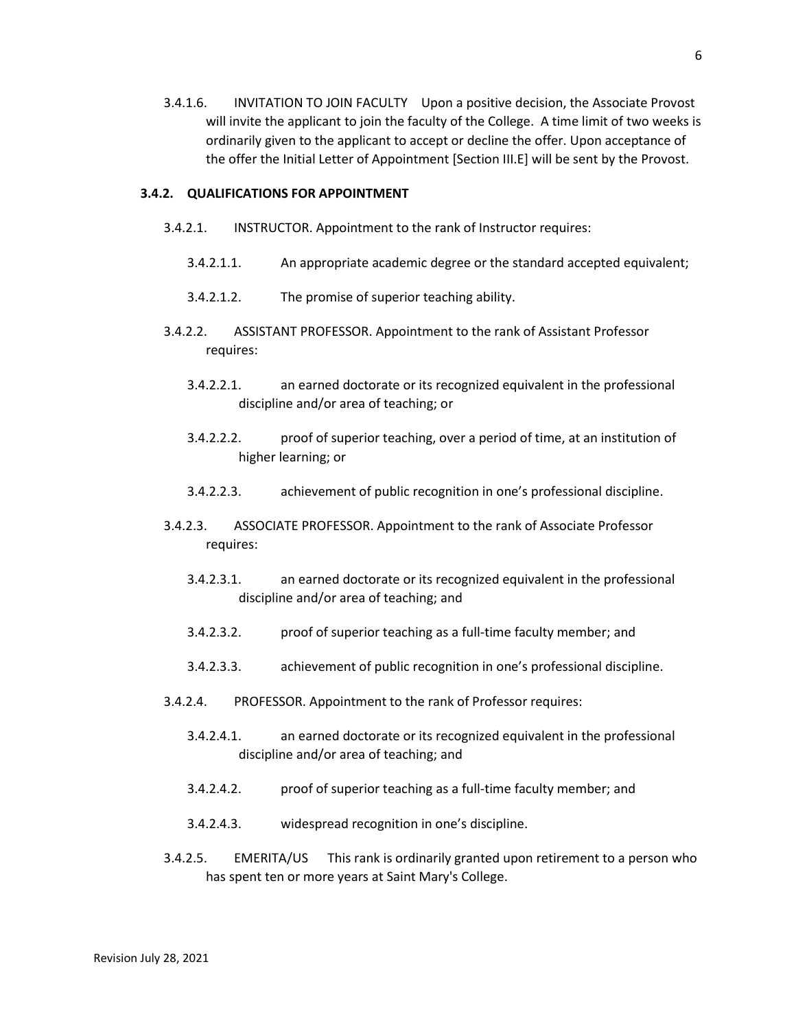3.4.1.6. INVITATION TO JOIN FACULTY Upon a positive decision, the Associate Provost will invite the applicant to join the faculty of the College. A time limit of two weeks is ordinarily given to the applicant to accept or decline the offer. Upon acceptance of the offer the Initial Letter of Appointment [Section III.E] will be sent by the Provost.

### 3.4.2. QUALIFICATIONS FOR APPOINTMENT

3.4.2.1. INSTRUCTOR. Appointment to the rank of Instructor requires:

3.4.2.1.1. An appropriate academic degree or the standard accepted equivalent;

3.4.2.1.2. The promise of superior teaching ability.

3.4.2.2. ASSISTANT PROFESSOR. Appointment to the rank of Assistant Professor requires:

3.4.2.2.1. an earned doctorate or its recognized equivalent in the professional discipline and/or area of teaching; or

3.4.2.2.2. proof of superior teaching, over a period of time, at an institution of higher learning; or

3.4.2.2.3. achievement of public recognition in one's professional discipline.

3.4.2.3. ASSOCIATE PROFESSOR. Appointment to the rank of Associate Professor requires:

3.4.2.3.1. an earned doctorate or its recognized equivalent in the professional discipline and/or area of teaching; and

3.4.2.3.2. proof of superior teaching as a full-time faculty member; and

3.4.2.3.3. achievement of public recognition in one's professional discipline.

3.4.2.4. PROFESSOR. Appointment to the rank of Professor requires:

3.4.2.4.1. an earned doctorate or its recognized equivalent in the professional discipline and/or area of teaching; and

3.4.2.4.2. proof of superior teaching as a full-time faculty member; and

3.4.2.4.3. widespread recognition in one's discipline.

3.4.2.5. EMERITA/US This rank is ordinarily granted upon retirement to a person who has spent ten or more years at Saint Mary's College.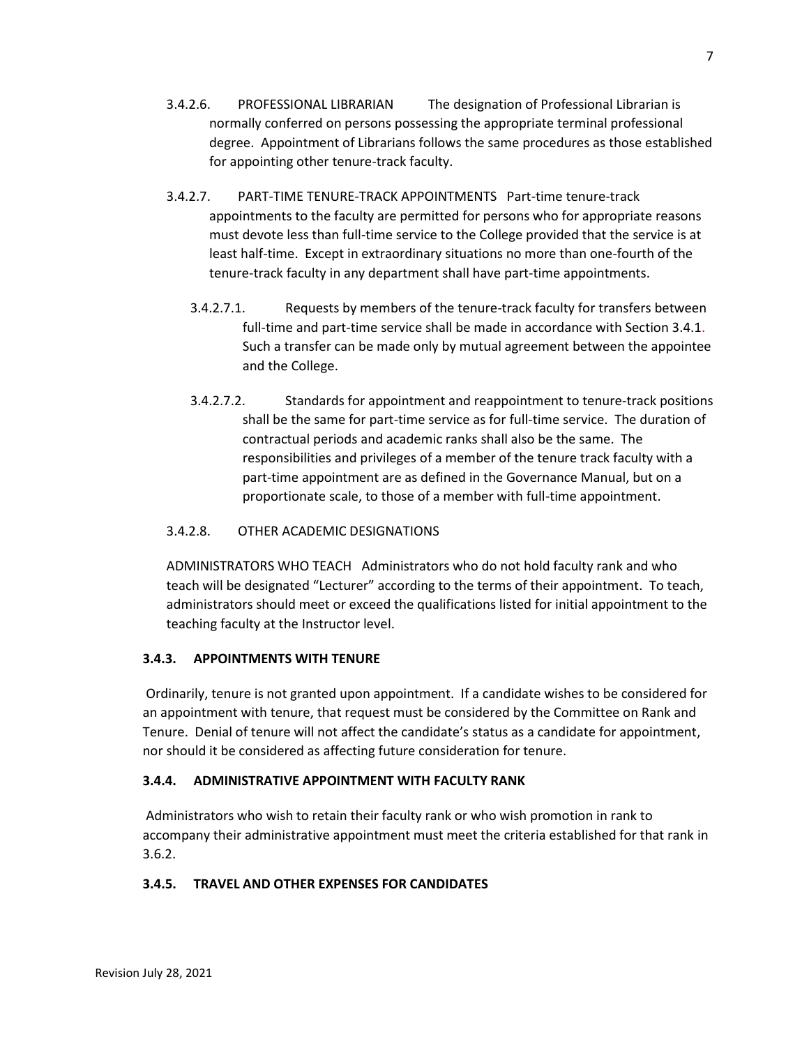3.4.2.6. PROFESSIONAL LIBRARIAN The designation of Professional Librarian is normally conferred on persons possessing the appropriate terminal professional degree. Appointment of Librarians follows the same procedures as those established for appointing other tenure-track faculty.

3.4.2.7. PART-TIME TENURE-TRACK APPOINTMENTS Part-time tenure-track appointments to the faculty are permitted for persons who for appropriate reasons must devote less than full-time service to the College provided that the service is at least half-time. Except in extraordinary situations no more than one-fourth of the tenure-track faculty in any department shall have part-time appointments.

3.4.2.7.1. Requests by members of the tenure-track faculty for transfers between full-time and part-time service shall be made in accordance with Section 3.4.1. Such a transfer can be made only by mutual agreement between the appointee and the College.

3.4.2.7.2. Standards for appointment and reappointment to tenure-track positions shall be the same for part-time service as for full-time service. The duration of contractual periods and academic ranks shall also be the same. The responsibilities and privileges of a member of the tenure track faculty with a part-time appointment are as defined in the Governance Manual, but on a proportionate scale, to those of a member with full-time appointment.

3.4.2.8. OTHER ACADEMIC DESIGNATIONS

ADMINISTRATORS WHO TEACH Administrators who do not hold faculty rank and who teach will be designated "Lecturer" according to the terms of their appointment. To teach, administrators should meet or exceed the qualifications listed for initial appointment to the teaching faculty at the Instructor level.

### 3.4.3. APPOINTMENTS WITH TENURE

Ordinarily, tenure is not granted upon appointment. If a candidate wishes to be considered for an appointment with tenure, that request must be considered by the Committee on Rank and Tenure. Denial of tenure will not affect the candidate's status as a candidate for appointment, nor should it be considered as affecting future consideration for tenure.

### 3.4.4. ADMINISTRATIVE APPOINTMENT WITH FACULTY RANK

Administrators who wish to retain their faculty rank or who wish promotion in rank to accompany their administrative appointment must meet the criteria established for that rank in 3.6.2.

### 3.4.5. TRAVEL AND OTHER EXPENSES FOR CANDIDATES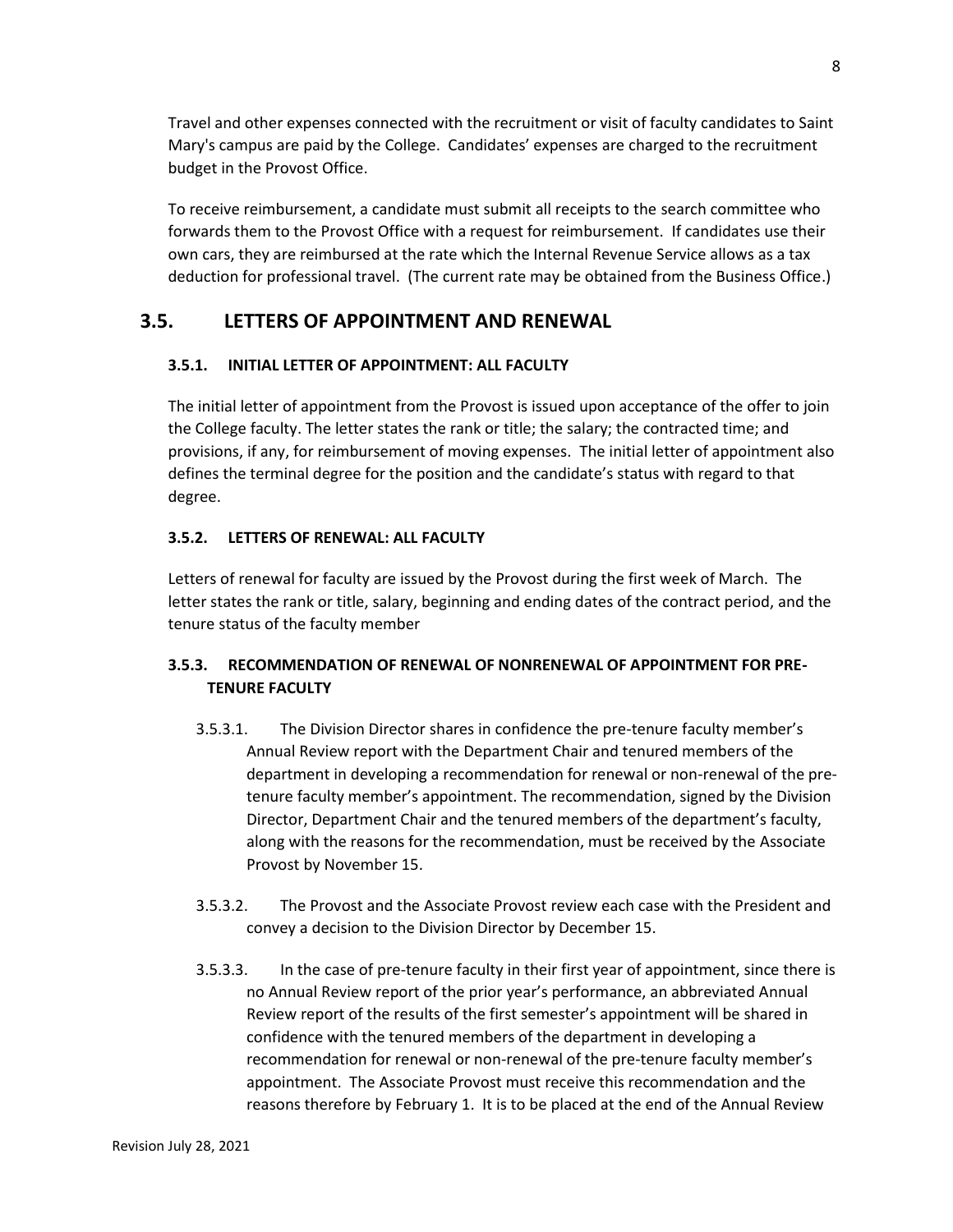Travel and other expenses connected with the recruitment or visit of faculty candidates to Saint Mary's campus are paid by the College. Candidates' expenses are charged to the recruitment budget in the Provost Office.

To receive reimbursement, a candidate must submit all receipts to the search committee who forwards them to the Provost Office with a request for reimbursement. If candidates use their own cars, they are reimbursed at the rate which the Internal Revenue Service allows as a tax deduction for professional travel. (The current rate may be obtained from the Business Office.)

## 3.5. LETTERS OF APPOINTMENT AND RENEWAL

### 3.5.1. INITIAL LETTER OF APPOINTMENT: ALL FACULTY

The initial letter of appointment from the Provost is issued upon acceptance of the offer to join the College faculty. The letter states the rank or title; the salary; the contracted time; and provisions, if any, for reimbursement of moving expenses. The initial letter of appointment also defines the terminal degree for the position and the candidate's status with regard to that degree.

### 3.5.2. LETTERS OF RENEWAL: ALL FACULTY

Letters of renewal for faculty are issued by the Provost during the first week of March. The letter states the rank or title, salary, beginning and ending dates of the contract period, and the tenure status of the faculty member

### 3.5.3. RECOMMENDATION OF RENEWAL OF NONRENEWAL OF APPOINTMENT FOR PRE-TENURE FACULTY

3.5.3.1. The Division Director shares in confidence the pre-tenure faculty member's Annual Review report with the Department Chair and tenured members of the department in developing a recommendation for renewal or non-renewal of the pre-tenure faculty member's appointment. The recommendation, signed by the Division Director, Department Chair and the tenured members of the department's faculty, along with the reasons for the recommendation, must be received by the Associate Provost by November 15.

3.5.3.2. The Provost and the Associate Provost review each case with the President and convey a decision to the Division Director by December 15.

3.5.3.3. In the case of pre-tenure faculty in their first year of appointment, since there is no Annual Review report of the prior year's performance, an abbreviated Annual Review report of the results of the first semester's appointment will be shared in confidence with the tenured members of the department in developing a recommendation for renewal or non-renewal of the pre-tenure faculty member's appointment. The Associate Provost must receive this recommendation and the reasons therefore by February 1. It is to be placed at the end of the Annual Review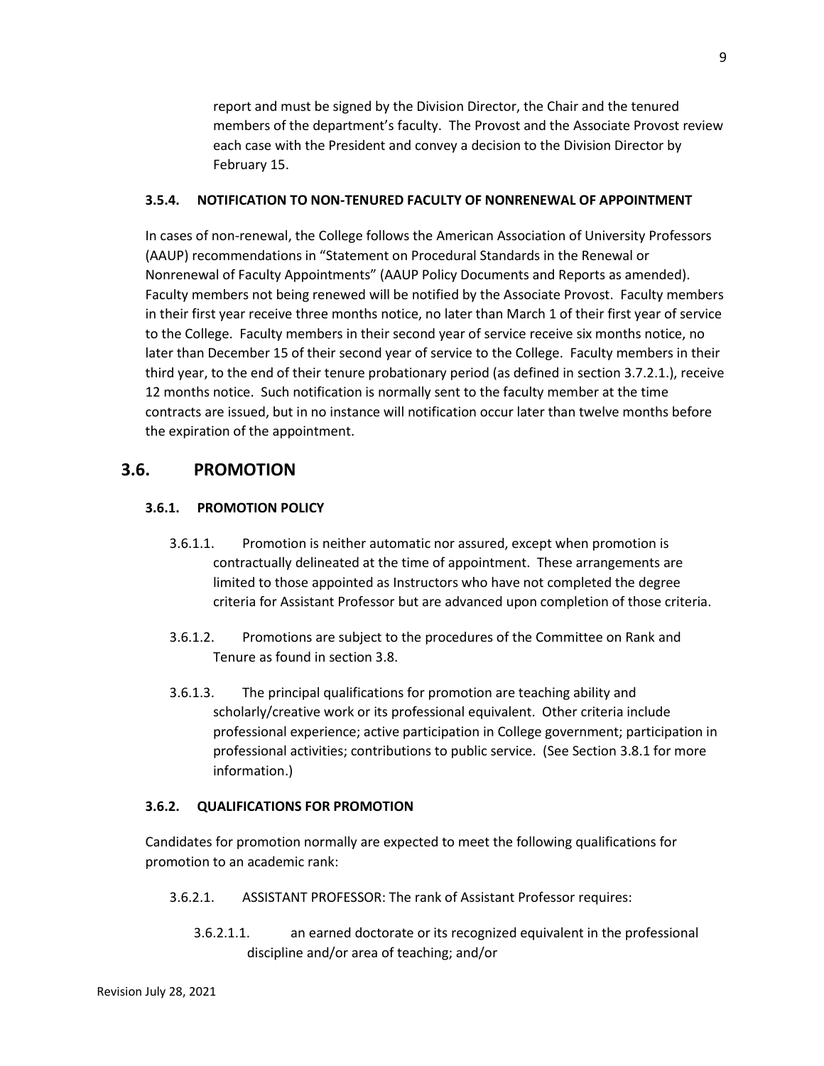report and must be signed by the Division Director, the Chair and the tenured members of the department's faculty. The Provost and the Associate Provost review each case with the President and convey a decision to the Division Director by February 15.

### 3.5.4. NOTIFICATION TO NON-TENURED FACULTY OF NONRENEWAL OF APPOINTMENT

In cases of non-renewal, the College follows the American Association of University Professors (AAUP) recommendations in "Statement on Procedural Standards in the Renewal or Nonrenewal of Faculty Appointments" (AAUP Policy Documents and Reports as amended). Faculty members not being renewed will be notified by the Associate Provost. Faculty members in their first year receive three months notice, no later than March 1 of their first year of service to the College. Faculty members in their second year of service receive six months notice, no later than December 15 of their second year of service to the College. Faculty members in their third year, to the end of their tenure probationary period (as defined in section 3.7.2.1.), receive 12 months notice. Such notification is normally sent to the faculty member at the time contracts are issued, but in no instance will notification occur later than twelve months before the expiration of the appointment.

## 3.6. PROMOTION

### 3.6.1. PROMOTION POLICY

3.6.1.1. Promotion is neither automatic nor assured, except when promotion is contractually delineated at the time of appointment. These arrangements are limited to those appointed as Instructors who have not completed the degree criteria for Assistant Professor but are advanced upon completion of those criteria.

3.6.1.2. Promotions are subject to the procedures of the Committee on Rank and Tenure as found in section 3.8.

3.6.1.3. The principal qualifications for promotion are teaching ability and scholarly/creative work or its professional equivalent. Other criteria include professional experience; active participation in College government; participation in professional activities; contributions to public service. (See Section 3.8.1 for more information.)

### 3.6.2. QUALIFICATIONS FOR PROMOTION

Candidates for promotion normally are expected to meet the following qualifications for promotion to an academic rank:

3.6.2.1. ASSISTANT PROFESSOR: The rank of Assistant Professor requires:

3.6.2.1.1. an earned doctorate or its recognized equivalent in the professional discipline and/or area of teaching; and/or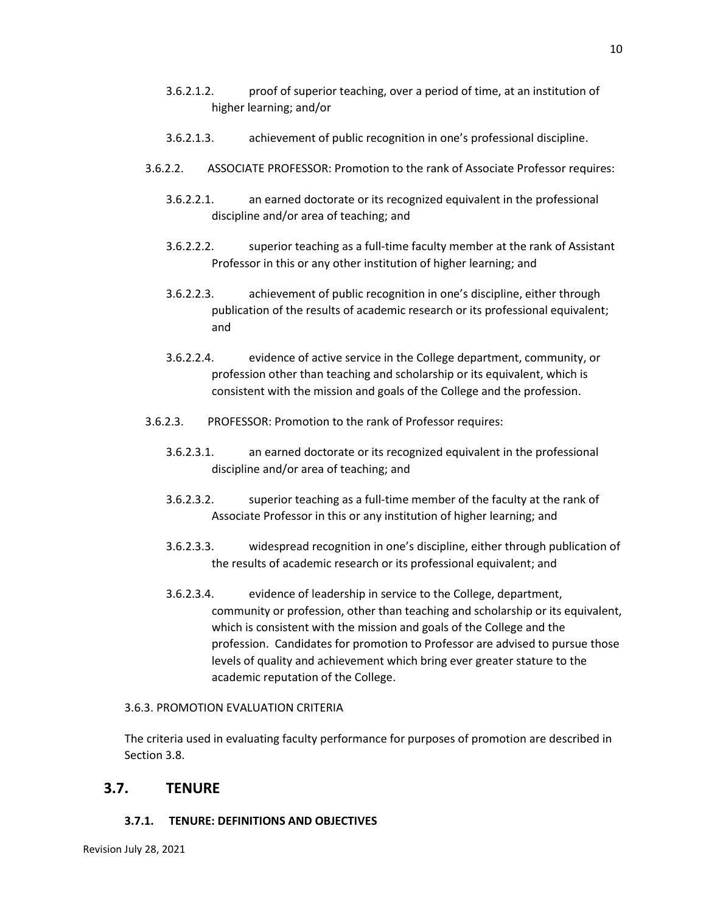3.6.2.1.2. proof of superior teaching, over a period of time, at an institution of higher learning; and/or

3.6.2.1.3. achievement of public recognition in one's professional discipline.

3.6.2.2. ASSOCIATE PROFESSOR: Promotion to the rank of Associate Professor requires:

3.6.2.2.1. an earned doctorate or its recognized equivalent in the professional discipline and/or area of teaching; and

3.6.2.2.2. superior teaching as a full-time faculty member at the rank of Assistant Professor in this or any other institution of higher learning; and

3.6.2.2.3. achievement of public recognition in one's discipline, either through publication of the results of academic research or its professional equivalent; and

3.6.2.2.4. evidence of active service in the College department, community, or profession other than teaching and scholarship or its equivalent, which is consistent with the mission and goals of the College and the profession.

3.6.2.3. PROFESSOR: Promotion to the rank of Professor requires:

3.6.2.3.1. an earned doctorate or its recognized equivalent in the professional discipline and/or area of teaching; and

3.6.2.3.2. superior teaching as a full-time member of the faculty at the rank of Associate Professor in this or any institution of higher learning; and

3.6.2.3.3. widespread recognition in one's discipline, either through publication of the results of academic research or its professional equivalent; and

3.6.2.3.4. evidence of leadership in service to the College, department, community or profession, other than teaching and scholarship or its equivalent, which is consistent with the mission and goals of the College and the profession. Candidates for promotion to Professor are advised to pursue those levels of quality and achievement which bring ever greater stature to the academic reputation of the College.

3.6.3. PROMOTION EVALUATION CRITERIA

The criteria used in evaluating faculty performance for purposes of promotion are described in Section 3.8.

## 3.7. TENURE

### 3.7.1. TENURE: DEFINITIONS AND OBJECTIVES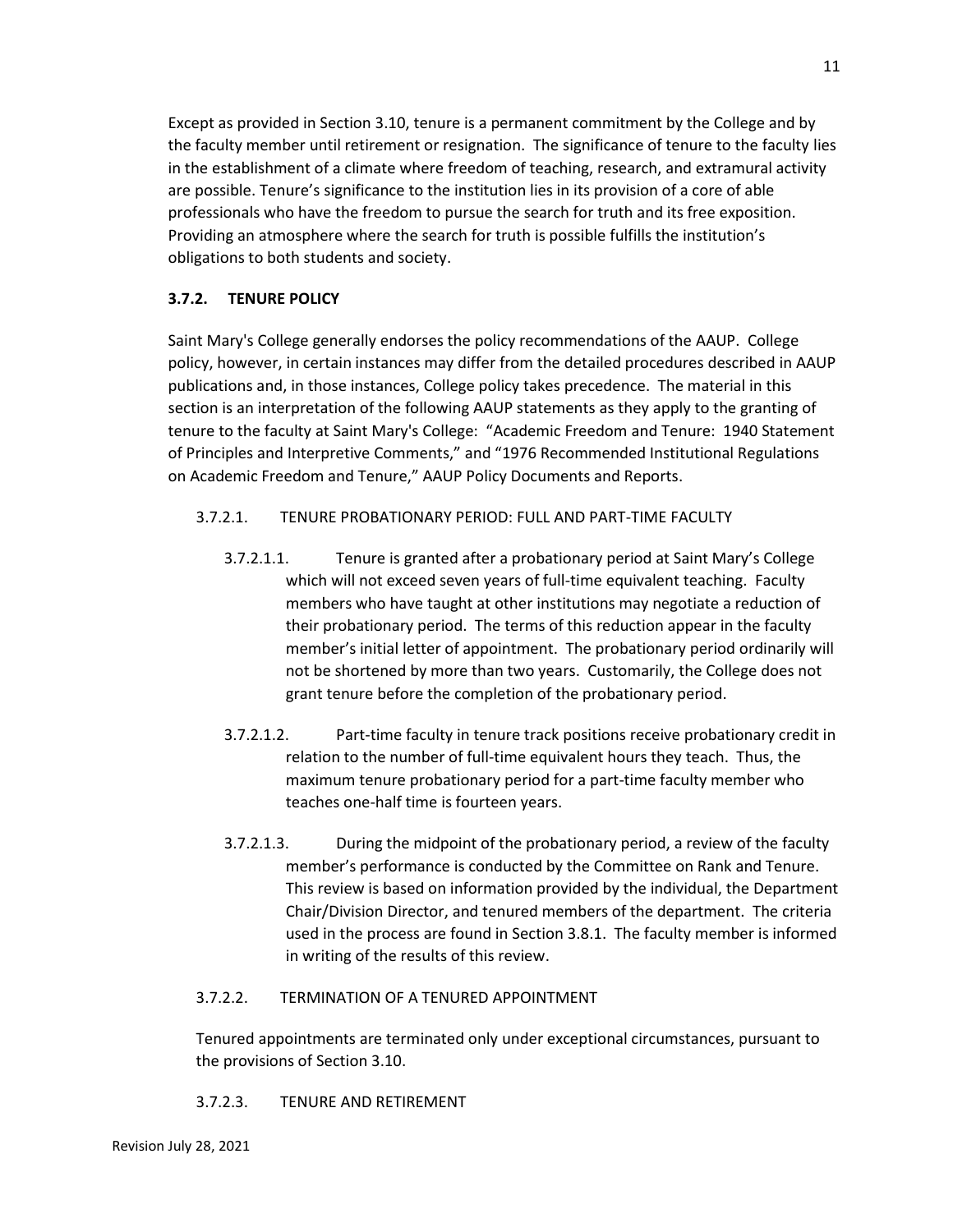Except as provided in Section 3.10, tenure is a permanent commitment by the College and by the faculty member until retirement or resignation. The significance of tenure to the faculty lies in the establishment of a climate where freedom of teaching, research, and extramural activity are possible. Tenure's significance to the institution lies in its provision of a core of able professionals who have the freedom to pursue the search for truth and its free exposition. Providing an atmosphere where the search for truth is possible fulfills the institution's obligations to both students and society.

### 3.7.2. TENURE POLICY

Saint Mary's College generally endorses the policy recommendations of the AAUP. College policy, however, in certain instances may differ from the detailed procedures described in AAUP publications and, in those instances, College policy takes precedence. The material in this section is an interpretation of the following AAUP statements as they apply to the granting of tenure to the faculty at Saint Mary's College: "Academic Freedom and Tenure: 1940 Statement of Principles and Interpretive Comments," and "1976 Recommended Institutional Regulations on Academic Freedom and Tenure," AAUP Policy Documents and Reports.

#### 3.7.2.1. TENURE PROBATIONARY PERIOD: FULL AND PART-TIME FACULTY

3.7.2.1.1. Tenure is granted after a probationary period at Saint Mary's College which will not exceed seven years of full-time equivalent teaching. Faculty members who have taught at other institutions may negotiate a reduction of their probationary period. The terms of this reduction appear in the faculty member's initial letter of appointment. The probationary period ordinarily will not be shortened by more than two years. Customarily, the College does not grant tenure before the completion of the probationary period.

3.7.2.1.2. Part-time faculty in tenure track positions receive probationary credit in relation to the number of full-time equivalent hours they teach. Thus, the maximum tenure probationary period for a part-time faculty member who teaches one-half time is fourteen years.

3.7.2.1.3. During the midpoint of the probationary period, a review of the faculty member's performance is conducted by the Committee on Rank and Tenure. This review is based on information provided by the individual, the Department Chair/Division Director, and tenured members of the department. The criteria used in the process are found in Section 3.8.1. The faculty member is informed in writing of the results of this review.

#### 3.7.2.2. TERMINATION OF A TENURED APPOINTMENT

Tenured appointments are terminated only under exceptional circumstances, pursuant to the provisions of Section 3.10.

#### 3.7.2.3. TENURE AND RETIREMENT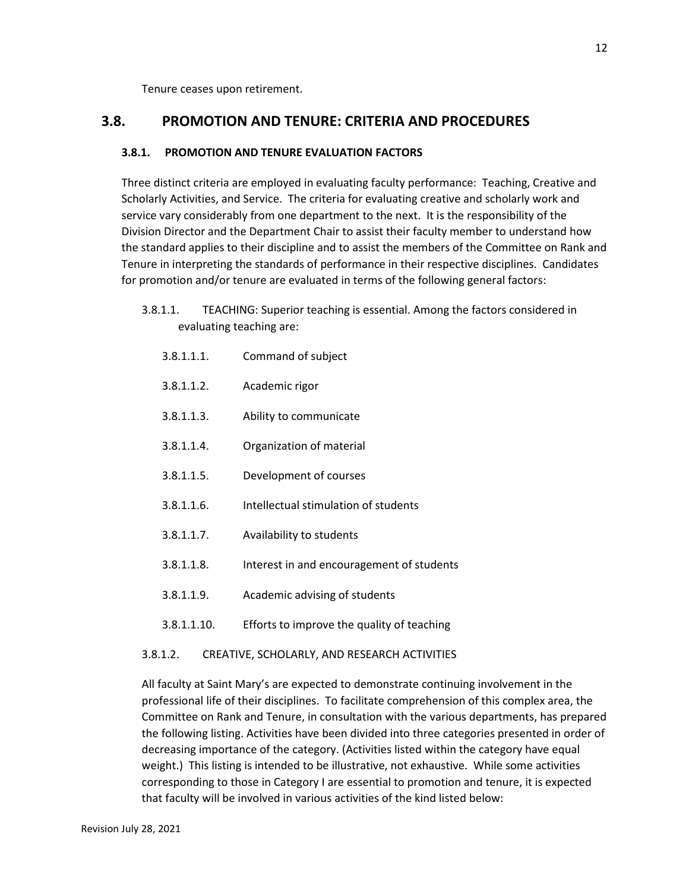Tenure ceases upon retirement.

## 3.8. PROMOTION AND TENURE: CRITERIA AND PROCEDURES

### 3.8.1. PROMOTION AND TENURE EVALUATION FACTORS

Three distinct criteria are employed in evaluating faculty performance: Teaching, Creative and Scholarly Activities, and Service. The criteria for evaluating creative and scholarly work and service vary considerably from one department to the next. It is the responsibility of the Division Director and the Department Chair to assist their faculty member to understand how the standard applies to their discipline and to assist the members of the Committee on Rank and Tenure in interpreting the standards of performance in their respective disciplines. Candidates for promotion and/or tenure are evaluated in terms of the following general factors:

3.8.1.1. TEACHING: Superior teaching is essential. Among the factors considered in evaluating teaching are:

- 3.8.1.1.1. Command of subject
- 3.8.1.1.2. Academic rigor
- 3.8.1.1.3. Ability to communicate
- 3.8.1.1.4. Organization of material
- 3.8.1.1.5. Development of courses
- 3.8.1.1.6. Intellectual stimulation of students
- 3.8.1.1.7. Availability to students
- 3.8.1.1.8. Interest in and encouragement of students
- 3.8.1.1.9. Academic advising of students
- 3.8.1.1.10. Efforts to improve the quality of teaching

3.8.1.2. CREATIVE, SCHOLARLY, AND RESEARCH ACTIVITIES

All faculty at Saint Mary's are expected to demonstrate continuing involvement in the professional life of their disciplines. To facilitate comprehension of this complex area, the Committee on Rank and Tenure, in consultation with the various departments, has prepared the following listing. Activities have been divided into three categories presented in order of decreasing importance of the category. (Activities listed within the category have equal weight.) This listing is intended to be illustrative, not exhaustive. While some activities corresponding to those in Category I are essential to promotion and tenure, it is expected that faculty will be involved in various activities of the kind listed below: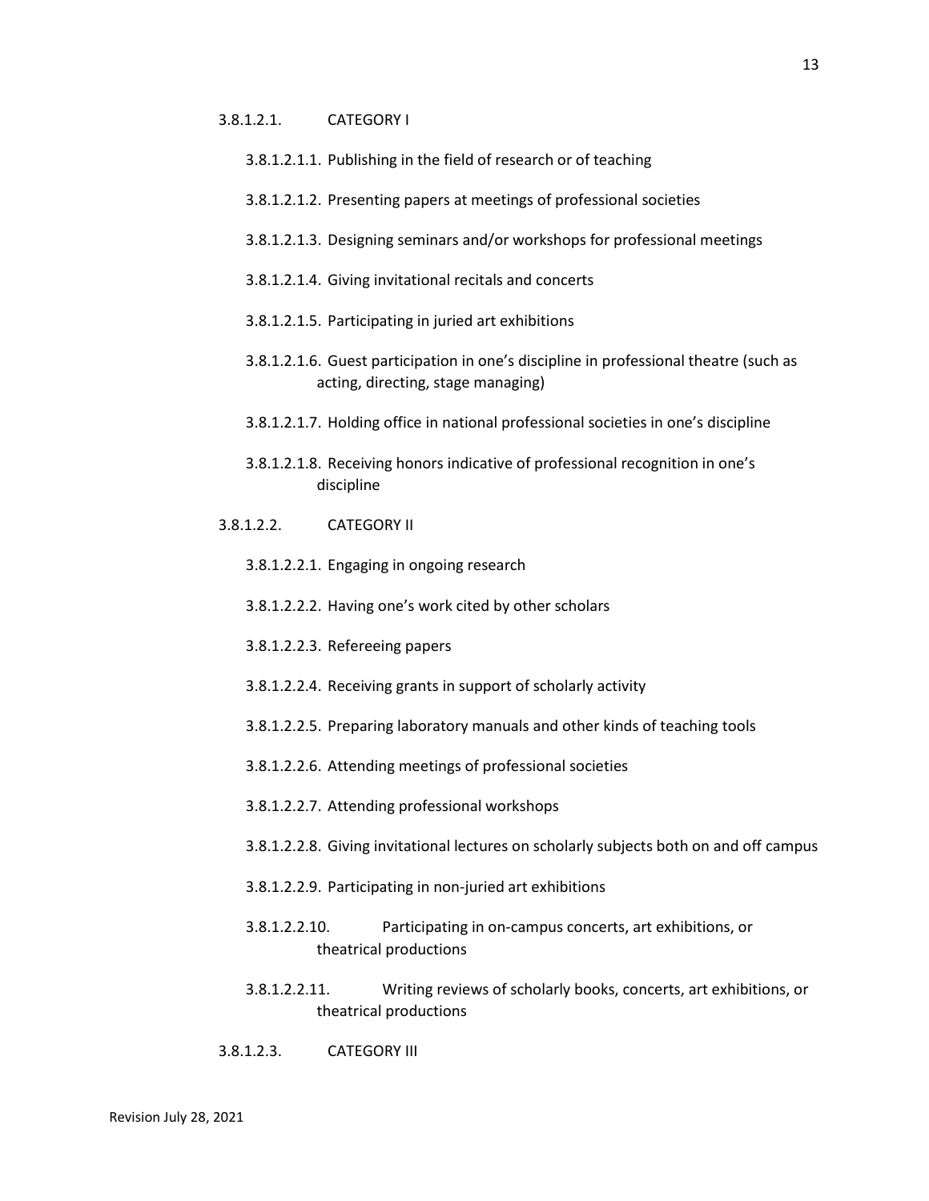3.8.1.2.1. CATEGORY I

3.8.1.2.1.1. Publishing in the field of research or of teaching

3.8.1.2.1.2. Presenting papers at meetings of professional societies

3.8.1.2.1.3. Designing seminars and/or workshops for professional meetings

3.8.1.2.1.4. Giving invitational recitals and concerts

3.8.1.2.1.5. Participating in juried art exhibitions

3.8.1.2.1.6. Guest participation in one's discipline in professional theatre (such as acting, directing, stage managing)

3.8.1.2.1.7. Holding office in national professional societies in one's discipline

3.8.1.2.1.8. Receiving honors indicative of professional recognition in one's discipline

3.8.1.2.2. CATEGORY II

3.8.1.2.2.1. Engaging in ongoing research

3.8.1.2.2.2. Having one's work cited by other scholars

3.8.1.2.2.3. Refereeing papers

3.8.1.2.2.4. Receiving grants in support of scholarly activity

3.8.1.2.2.5. Preparing laboratory manuals and other kinds of teaching tools

3.8.1.2.2.6. Attending meetings of professional societies

3.8.1.2.2.7. Attending professional workshops

3.8.1.2.2.8. Giving invitational lectures on scholarly subjects both on and off campus

3.8.1.2.2.9. Participating in non-juried art exhibitions

3.8.1.2.2.10. Participating in on-campus concerts, art exhibitions, or theatrical productions

3.8.1.2.2.11. Writing reviews of scholarly books, concerts, art exhibitions, or theatrical productions

3.8.1.2.3. CATEGORY III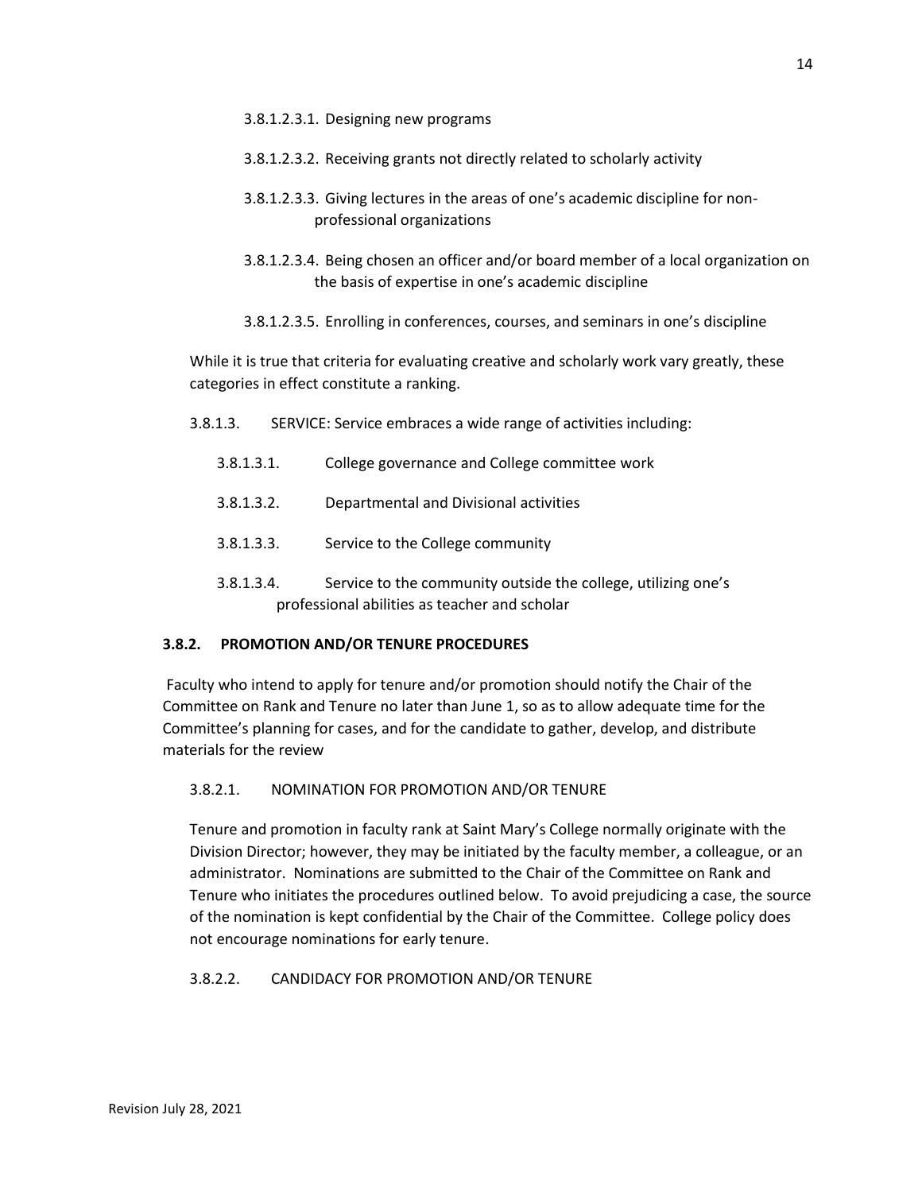3.8.1.2.3.1. Designing new programs

3.8.1.2.3.2. Receiving grants not directly related to scholarly activity

3.8.1.2.3.3. Giving lectures in the areas of one's academic discipline for non-professional organizations

3.8.1.2.3.4. Being chosen an officer and/or board member of a local organization on the basis of expertise in one's academic discipline

3.8.1.2.3.5. Enrolling in conferences, courses, and seminars in one's discipline

While it is true that criteria for evaluating creative and scholarly work vary greatly, these categories in effect constitute a ranking.

3.8.1.3. SERVICE: Service embraces a wide range of activities including:

3.8.1.3.1. College governance and College committee work

3.8.1.3.2. Departmental and Divisional activities

3.8.1.3.3. Service to the College community

3.8.1.3.4. Service to the community outside the college, utilizing one's professional abilities as teacher and scholar

### 3.8.2. PROMOTION AND/OR TENURE PROCEDURES

Faculty who intend to apply for tenure and/or promotion should notify the Chair of the Committee on Rank and Tenure no later than June 1, so as to allow adequate time for the Committee's planning for cases, and for the candidate to gather, develop, and distribute materials for the review

3.8.2.1. NOMINATION FOR PROMOTION AND/OR TENURE

Tenure and promotion in faculty rank at Saint Mary's College normally originate with the Division Director; however, they may be initiated by the faculty member, a colleague, or an administrator. Nominations are submitted to the Chair of the Committee on Rank and Tenure who initiates the procedures outlined below. To avoid prejudicing a case, the source of the nomination is kept confidential by the Chair of the Committee. College policy does not encourage nominations for early tenure.

3.8.2.2. CANDIDACY FOR PROMOTION AND/OR TENURE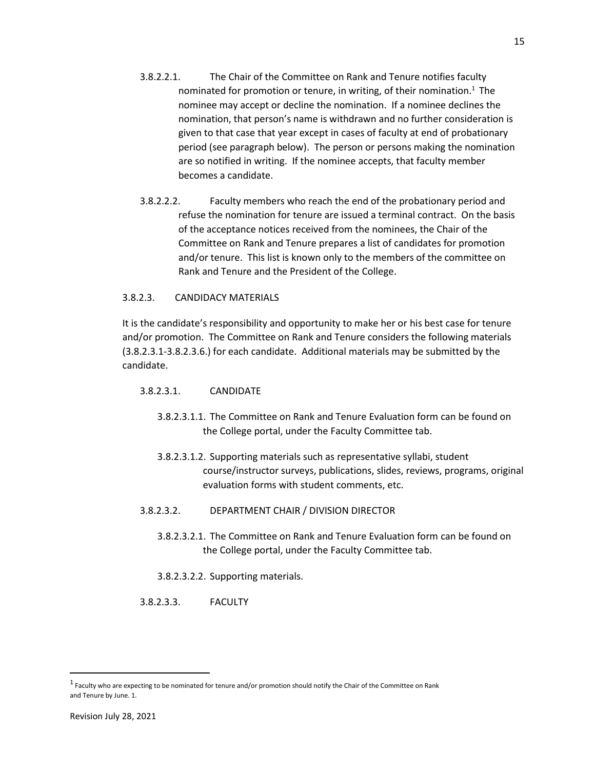3.8.2.2.1. The Chair of the Committee on Rank and Tenure notifies faculty nominated for promotion or tenure, in writing, of their nomination.[1] The nominee may accept or decline the nomination. If a nominee declines the nomination, that person's name is withdrawn and no further consideration is given to that case that year except in cases of faculty at end of probationary period (see paragraph below). The person or persons making the nomination are so notified in writing. If the nominee accepts, that faculty member becomes a candidate.

3.8.2.2.2. Faculty members who reach the end of the probationary period and refuse the nomination for tenure are issued a terminal contract. On the basis of the acceptance notices received from the nominees, the Chair of the Committee on Rank and Tenure prepares a list of candidates for promotion and/or tenure. This list is known only to the members of the committee on Rank and Tenure and the President of the College.

### 3.8.2.3. CANDIDACY MATERIALS

It is the candidate's responsibility and opportunity to make her or his best case for tenure and/or promotion. The Committee on Rank and Tenure considers the following materials (3.8.2.3.1-3.8.2.3.6.) for each candidate. Additional materials may be submitted by the candidate.

#### 3.8.2.3.1. CANDIDATE

3.8.2.3.1.1. The Committee on Rank and Tenure Evaluation form can be found on the College portal, under the Faculty Committee tab.

3.8.2.3.1.2. Supporting materials such as representative syllabi, student course/instructor surveys, publications, slides, reviews, programs, original evaluation forms with student comments, etc.

#### 3.8.2.3.2. DEPARTMENT CHAIR / DIVISION DIRECTOR

3.8.2.3.2.1. The Committee on Rank and Tenure Evaluation form can be found on the College portal, under the Faculty Committee tab.

3.8.2.3.2.2. Supporting materials.

#### 3.8.2.3.3. FACULTY

---

[1] Faculty who are expecting to be nominated for tenure and/or promotion should notify the Chair of the Committee on Rank and Tenure by June. 1.

Revision July 28, 2021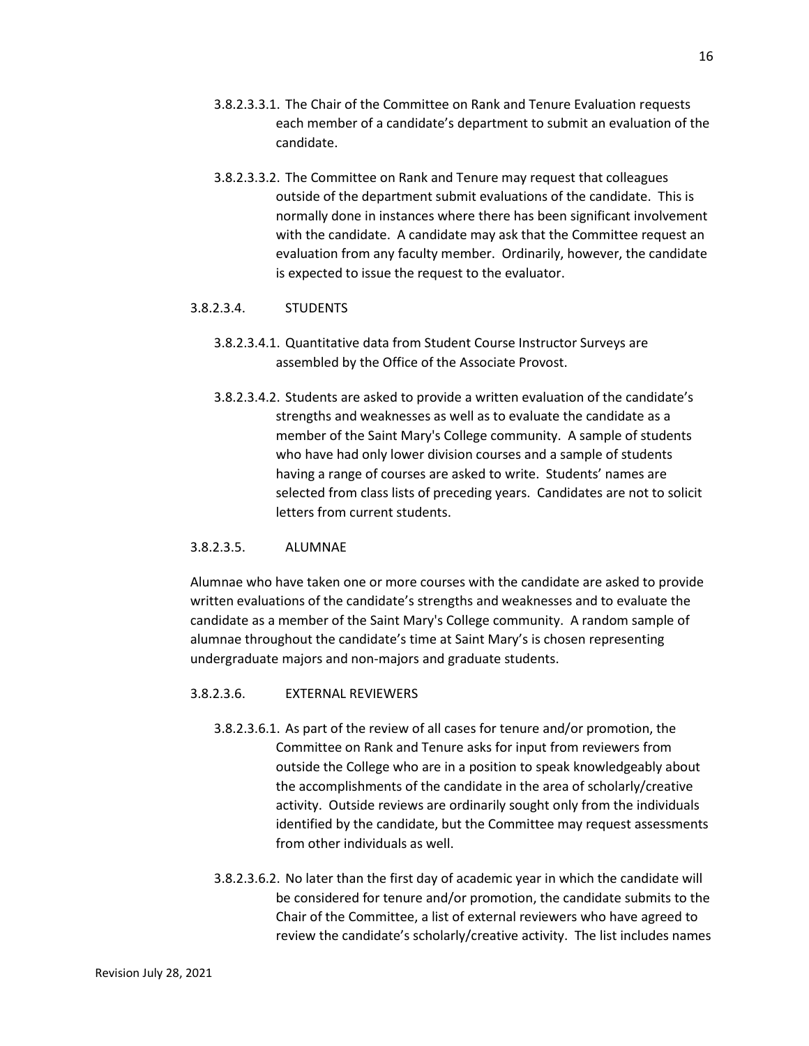3.8.2.3.3.1. The Chair of the Committee on Rank and Tenure Evaluation requests each member of a candidate's department to submit an evaluation of the candidate.

3.8.2.3.3.2. The Committee on Rank and Tenure may request that colleagues outside of the department submit evaluations of the candidate. This is normally done in instances where there has been significant involvement with the candidate. A candidate may ask that the Committee request an evaluation from any faculty member. Ordinarily, however, the candidate is expected to issue the request to the evaluator.

3.8.2.3.4. STUDENTS

3.8.2.3.4.1. Quantitative data from Student Course Instructor Surveys are assembled by the Office of the Associate Provost.

3.8.2.3.4.2. Students are asked to provide a written evaluation of the candidate's strengths and weaknesses as well as to evaluate the candidate as a member of the Saint Mary's College community. A sample of students who have had only lower division courses and a sample of students having a range of courses are asked to write. Students' names are selected from class lists of preceding years. Candidates are not to solicit letters from current students.

3.8.2.3.5. ALUMNAE

Alumnae who have taken one or more courses with the candidate are asked to provide written evaluations of the candidate's strengths and weaknesses and to evaluate the candidate as a member of the Saint Mary's College community. A random sample of alumnae throughout the candidate's time at Saint Mary's is chosen representing undergraduate majors and non-majors and graduate students.

3.8.2.3.6. EXTERNAL REVIEWERS

3.8.2.3.6.1. As part of the review of all cases for tenure and/or promotion, the Committee on Rank and Tenure asks for input from reviewers from outside the College who are in a position to speak knowledgeably about the accomplishments of the candidate in the area of scholarly/creative activity. Outside reviews are ordinarily sought only from the individuals identified by the candidate, but the Committee may request assessments from other individuals as well.

3.8.2.3.6.2. No later than the first day of academic year in which the candidate will be considered for tenure and/or promotion, the candidate submits to the Chair of the Committee, a list of external reviewers who have agreed to review the candidate's scholarly/creative activity. The list includes names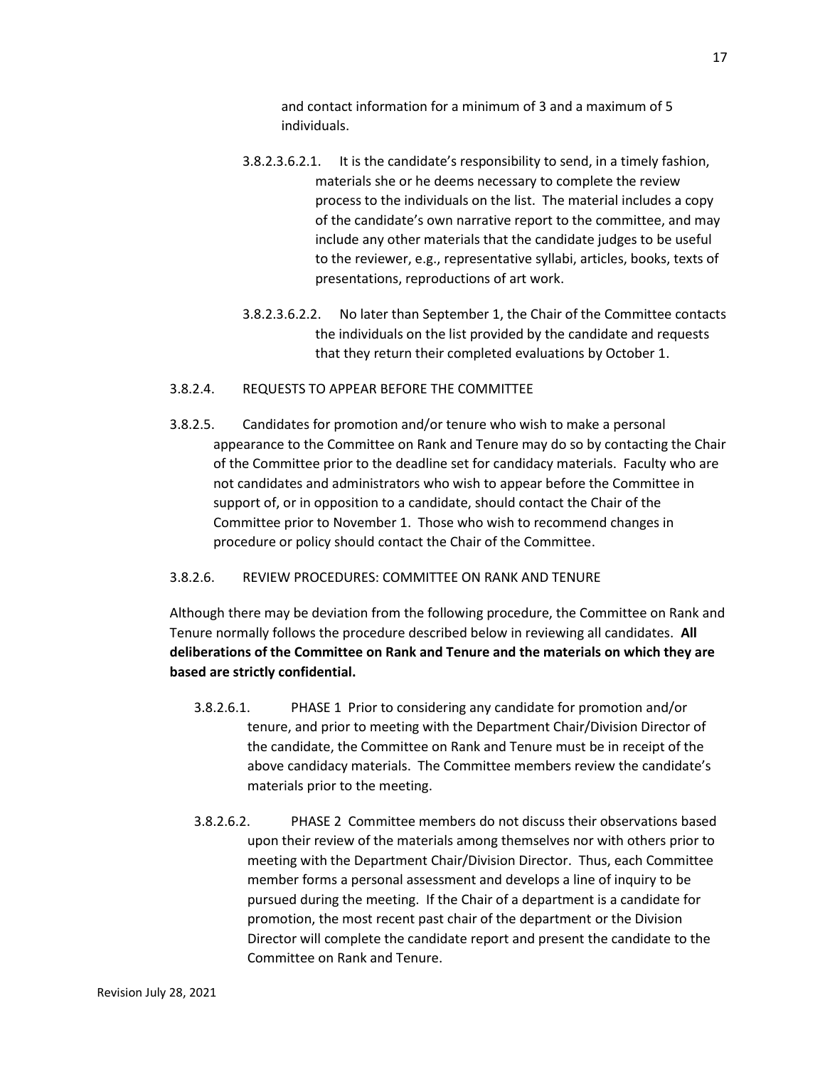and contact information for a minimum of 3 and a maximum of 5 individuals.

3.8.2.3.6.2.1. It is the candidate's responsibility to send, in a timely fashion, materials she or he deems necessary to complete the review process to the individuals on the list. The material includes a copy of the candidate's own narrative report to the committee, and may include any other materials that the candidate judges to be useful to the reviewer, e.g., representative syllabi, articles, books, texts of presentations, reproductions of art work.

3.8.2.3.6.2.2. No later than September 1, the Chair of the Committee contacts the individuals on the list provided by the candidate and requests that they return their completed evaluations by October 1.

3.8.2.4. REQUESTS TO APPEAR BEFORE THE COMMITTEE

3.8.2.5. Candidates for promotion and/or tenure who wish to make a personal appearance to the Committee on Rank and Tenure may do so by contacting the Chair of the Committee prior to the deadline set for candidacy materials. Faculty who are not candidates and administrators who wish to appear before the Committee in support of, or in opposition to a candidate, should contact the Chair of the Committee prior to November 1. Those who wish to recommend changes in procedure or policy should contact the Chair of the Committee.

3.8.2.6. REVIEW PROCEDURES: COMMITTEE ON RANK AND TENURE

Although there may be deviation from the following procedure, the Committee on Rank and Tenure normally follows the procedure described below in reviewing all candidates. **All deliberations of the Committee on Rank and Tenure and the materials on which they are based are strictly confidential.**

3.8.2.6.1. PHASE 1 Prior to considering any candidate for promotion and/or tenure, and prior to meeting with the Department Chair/Division Director of the candidate, the Committee on Rank and Tenure must be in receipt of the above candidacy materials. The Committee members review the candidate's materials prior to the meeting.

3.8.2.6.2. PHASE 2 Committee members do not discuss their observations based upon their review of the materials among themselves nor with others prior to meeting with the Department Chair/Division Director. Thus, each Committee member forms a personal assessment and develops a line of inquiry to be pursued during the meeting. If the Chair of a department is a candidate for promotion, the most recent past chair of the department or the Division Director will complete the candidate report and present the candidate to the Committee on Rank and Tenure.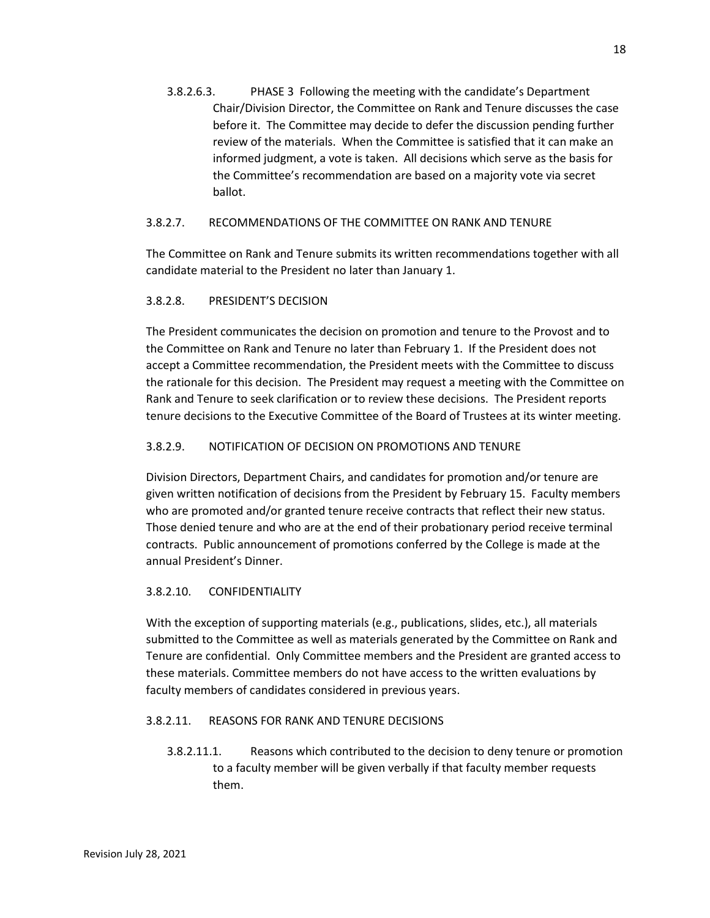3.8.2.6.3. PHASE 3 Following the meeting with the candidate's Department Chair/Division Director, the Committee on Rank and Tenure discusses the case before it. The Committee may decide to defer the discussion pending further review of the materials. When the Committee is satisfied that it can make an informed judgment, a vote is taken. All decisions which serve as the basis for the Committee's recommendation are based on a majority vote via secret ballot.

### 3.8.2.7. RECOMMENDATIONS OF THE COMMITTEE ON RANK AND TENURE

The Committee on Rank and Tenure submits its written recommendations together with all candidate material to the President no later than January 1.

### 3.8.2.8. PRESIDENT'S DECISION

The President communicates the decision on promotion and tenure to the Provost and to the Committee on Rank and Tenure no later than February 1. If the President does not accept a Committee recommendation, the President meets with the Committee to discuss the rationale for this decision. The President may request a meeting with the Committee on Rank and Tenure to seek clarification or to review these decisions. The President reports tenure decisions to the Executive Committee of the Board of Trustees at its winter meeting.

### 3.8.2.9. NOTIFICATION OF DECISION ON PROMOTIONS AND TENURE

Division Directors, Department Chairs, and candidates for promotion and/or tenure are given written notification of decisions from the President by February 15. Faculty members who are promoted and/or granted tenure receive contracts that reflect their new status. Those denied tenure and who are at the end of their probationary period receive terminal contracts. Public announcement of promotions conferred by the College is made at the annual President's Dinner.

### 3.8.2.10. CONFIDENTIALITY

With the exception of supporting materials (e.g., publications, slides, etc.), all materials submitted to the Committee as well as materials generated by the Committee on Rank and Tenure are confidential. Only Committee members and the President are granted access to these materials. Committee members do not have access to the written evaluations by faculty members of candidates considered in previous years.

### 3.8.2.11. REASONS FOR RANK AND TENURE DECISIONS

3.8.2.11.1. Reasons which contributed to the decision to deny tenure or promotion to a faculty member will be given verbally if that faculty member requests them.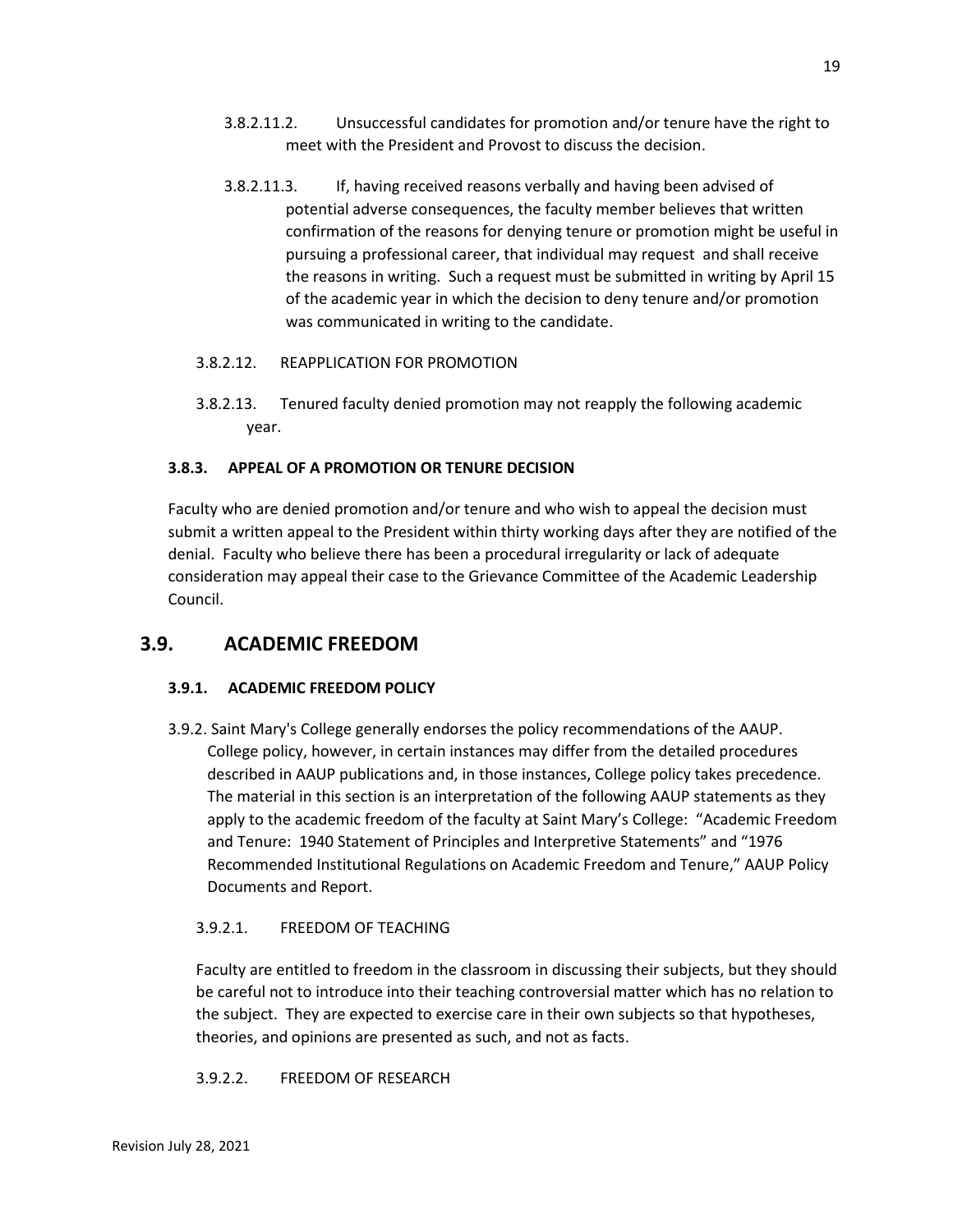3.8.2.11.2. Unsuccessful candidates for promotion and/or tenure have the right to meet with the President and Provost to discuss the decision.

3.8.2.11.3. If, having received reasons verbally and having been advised of potential adverse consequences, the faculty member believes that written confirmation of the reasons for denying tenure or promotion might be useful in pursuing a professional career, that individual may request and shall receive the reasons in writing. Such a request must be submitted in writing by April 15 of the academic year in which the decision to deny tenure and/or promotion was communicated in writing to the candidate.

3.8.2.12. REAPPLICATION FOR PROMOTION

3.8.2.13. Tenured faculty denied promotion may not reapply the following academic year.

### 3.8.3. APPEAL OF A PROMOTION OR TENURE DECISION

Faculty who are denied promotion and/or tenure and who wish to appeal the decision must submit a written appeal to the President within thirty working days after they are notified of the denial. Faculty who believe there has been a procedural irregularity or lack of adequate consideration may appeal their case to the Grievance Committee of the Academic Leadership Council.

## 3.9. ACADEMIC FREEDOM

### 3.9.1. ACADEMIC FREEDOM POLICY

3.9.2. Saint Mary's College generally endorses the policy recommendations of the AAUP. College policy, however, in certain instances may differ from the detailed procedures described in AAUP publications and, in those instances, College policy takes precedence. The material in this section is an interpretation of the following AAUP statements as they apply to the academic freedom of the faculty at Saint Mary's College: "Academic Freedom and Tenure: 1940 Statement of Principles and Interpretive Statements" and "1976 Recommended Institutional Regulations on Academic Freedom and Tenure," AAUP Policy Documents and Report.

3.9.2.1. FREEDOM OF TEACHING

Faculty are entitled to freedom in the classroom in discussing their subjects, but they should be careful not to introduce into their teaching controversial matter which has no relation to the subject. They are expected to exercise care in their own subjects so that hypotheses, theories, and opinions are presented as such, and not as facts.

3.9.2.2. FREEDOM OF RESEARCH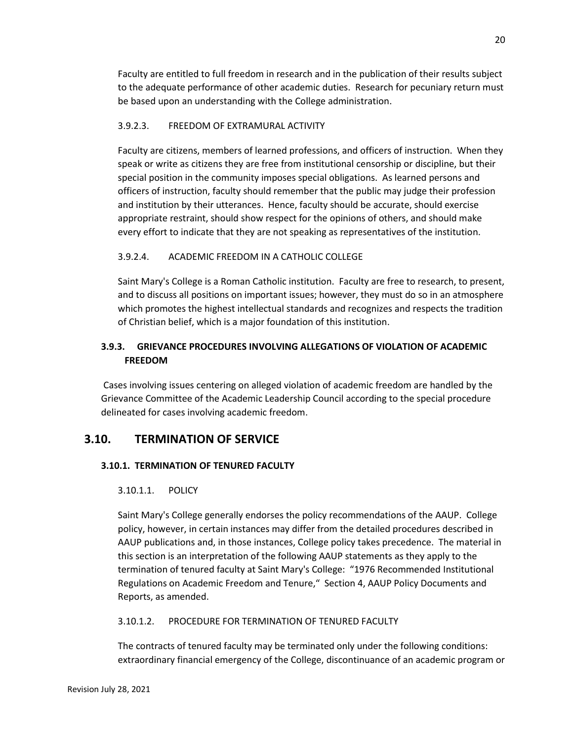Faculty are entitled to full freedom in research and in the publication of their results subject to the adequate performance of other academic duties. Research for pecuniary return must be based upon an understanding with the College administration.

#### 3.9.2.3. FREEDOM OF EXTRAMURAL ACTIVITY

Faculty are citizens, members of learned professions, and officers of instruction. When they speak or write as citizens they are free from institutional censorship or discipline, but their special position in the community imposes special obligations. As learned persons and officers of instruction, faculty should remember that the public may judge their profession and institution by their utterances. Hence, faculty should be accurate, should exercise appropriate restraint, should show respect for the opinions of others, and should make every effort to indicate that they are not speaking as representatives of the institution.

#### 3.9.2.4. ACADEMIC FREEDOM IN A CATHOLIC COLLEGE

Saint Mary's College is a Roman Catholic institution. Faculty are free to research, to present, and to discuss all positions on important issues; however, they must do so in an atmosphere which promotes the highest intellectual standards and recognizes and respects the tradition of Christian belief, which is a major foundation of this institution.

### 3.9.3. GRIEVANCE PROCEDURES INVOLVING ALLEGATIONS OF VIOLATION OF ACADEMIC FREEDOM

Cases involving issues centering on alleged violation of academic freedom are handled by the Grievance Committee of the Academic Leadership Council according to the special procedure delineated for cases involving academic freedom.

## 3.10. TERMINATION OF SERVICE

### 3.10.1. TERMINATION OF TENURED FACULTY

#### 3.10.1.1. POLICY

Saint Mary's College generally endorses the policy recommendations of the AAUP. College policy, however, in certain instances may differ from the detailed procedures described in AAUP publications and, in those instances, College policy takes precedence. The material in this section is an interpretation of the following AAUP statements as they apply to the termination of tenured faculty at Saint Mary's College: "1976 Recommended Institutional Regulations on Academic Freedom and Tenure," Section 4, AAUP Policy Documents and Reports, as amended.

#### 3.10.1.2. PROCEDURE FOR TERMINATION OF TENURED FACULTY

The contracts of tenured faculty may be terminated only under the following conditions: extraordinary financial emergency of the College, discontinuance of an academic program or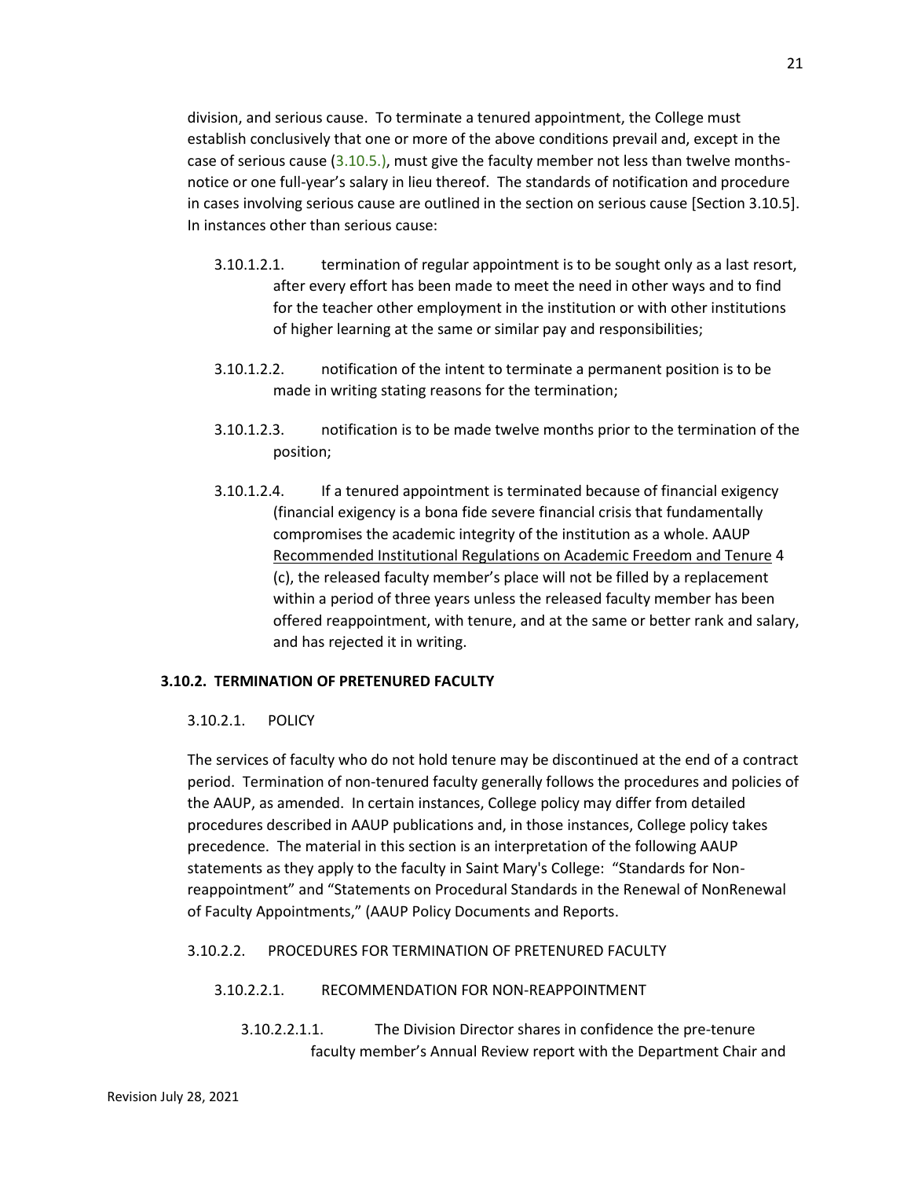division, and serious cause. To terminate a tenured appointment, the College must establish conclusively that one or more of the above conditions prevail and, except in the case of serious cause (3.10.5.), must give the faculty member not less than twelve months-notice or one full-year's salary in lieu thereof. The standards of notification and procedure in cases involving serious cause are outlined in the section on serious cause [Section 3.10.5]. In instances other than serious cause:

3.10.1.2.1. termination of regular appointment is to be sought only as a last resort, after every effort has been made to meet the need in other ways and to find for the teacher other employment in the institution or with other institutions of higher learning at the same or similar pay and responsibilities;

3.10.1.2.2. notification of the intent to terminate a permanent position is to be made in writing stating reasons for the termination;

3.10.1.2.3. notification is to be made twelve months prior to the termination of the position;

3.10.1.2.4. If a tenured appointment is terminated because of financial exigency (financial exigency is a bona fide severe financial crisis that fundamentally compromises the academic integrity of the institution as a whole. AAUP Recommended Institutional Regulations on Academic Freedom and Tenure 4 (c), the released faculty member's place will not be filled by a replacement within a period of three years unless the released faculty member has been offered reappointment, with tenure, and at the same or better rank and salary, and has rejected it in writing.

### 3.10.2. TERMINATION OF PRETENURED FACULTY

3.10.2.1. POLICY

The services of faculty who do not hold tenure may be discontinued at the end of a contract period. Termination of non-tenured faculty generally follows the procedures and policies of the AAUP, as amended. In certain instances, College policy may differ from detailed procedures described in AAUP publications and, in those instances, College policy takes precedence. The material in this section is an interpretation of the following AAUP statements as they apply to the faculty in Saint Mary's College: "Standards for Non-reappointment" and "Statements on Procedural Standards in the Renewal of NonRenewal of Faculty Appointments," (AAUP Policy Documents and Reports.

3.10.2.2. PROCEDURES FOR TERMINATION OF PRETENURED FACULTY

3.10.2.2.1. RECOMMENDATION FOR NON-REAPPOINTMENT

3.10.2.2.1.1. The Division Director shares in confidence the pre-tenure faculty member's Annual Review report with the Department Chair and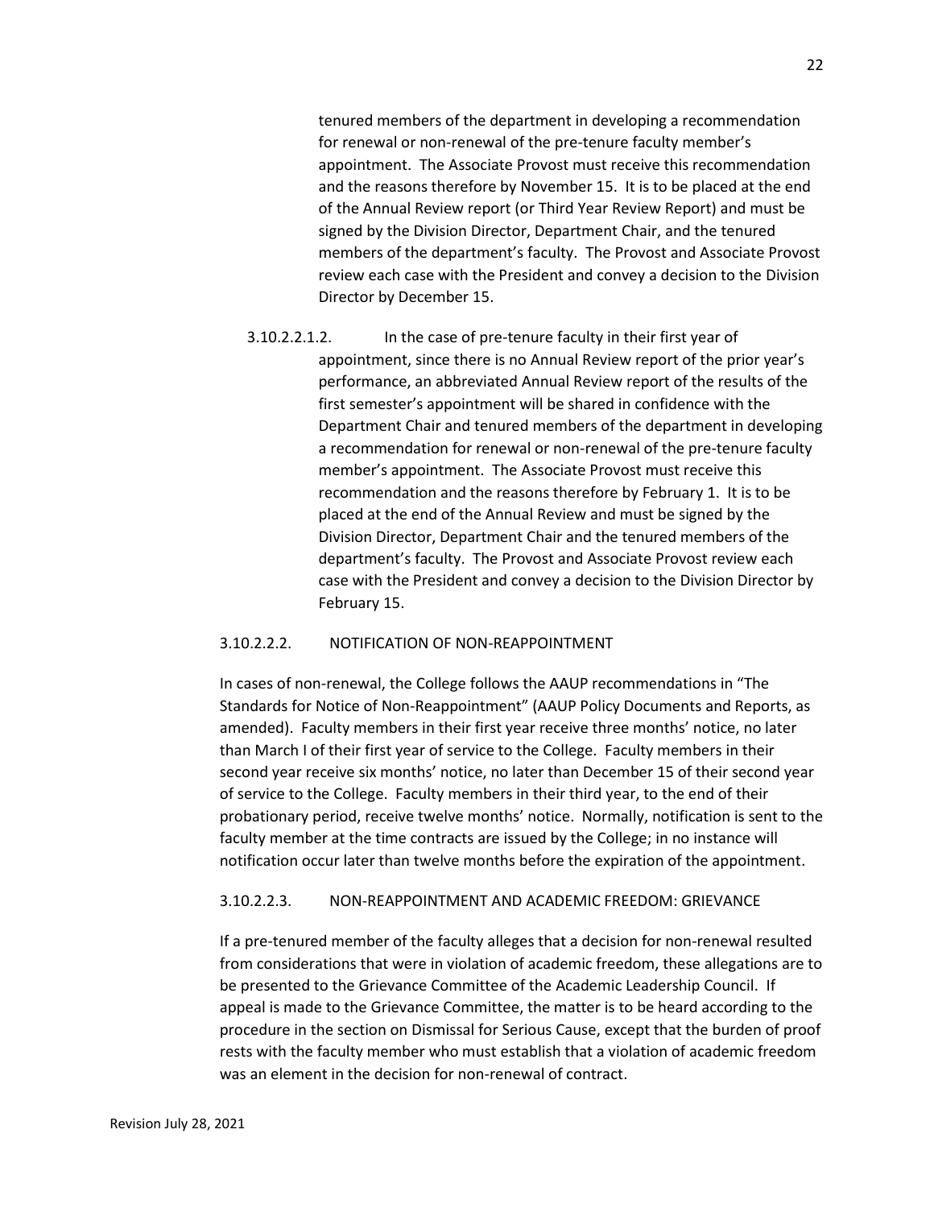tenured members of the department in developing a recommendation for renewal or non-renewal of the pre-tenure faculty member's appointment. The Associate Provost must receive this recommendation and the reasons therefore by November 15. It is to be placed at the end of the Annual Review report (or Third Year Review Report) and must be signed by the Division Director, Department Chair, and the tenured members of the department's faculty. The Provost and Associate Provost review each case with the President and convey a decision to the Division Director by December 15.

3.10.2.2.1.2. In the case of pre-tenure faculty in their first year of appointment, since there is no Annual Review report of the prior year's performance, an abbreviated Annual Review report of the results of the first semester's appointment will be shared in confidence with the Department Chair and tenured members of the department in developing a recommendation for renewal or non-renewal of the pre-tenure faculty member's appointment. The Associate Provost must receive this recommendation and the reasons therefore by February 1. It is to be placed at the end of the Annual Review and must be signed by the Division Director, Department Chair and the tenured members of the department's faculty. The Provost and Associate Provost review each case with the President and convey a decision to the Division Director by February 15.

3.10.2.2.2. NOTIFICATION OF NON-REAPPOINTMENT

In cases of non-renewal, the College follows the AAUP recommendations in "The Standards for Notice of Non-Reappointment" (AAUP Policy Documents and Reports, as amended). Faculty members in their first year receive three months' notice, no later than March I of their first year of service to the College. Faculty members in their second year receive six months' notice, no later than December 15 of their second year of service to the College. Faculty members in their third year, to the end of their probationary period, receive twelve months' notice. Normally, notification is sent to the faculty member at the time contracts are issued by the College; in no instance will notification occur later than twelve months before the expiration of the appointment.

3.10.2.2.3. NON-REAPPOINTMENT AND ACADEMIC FREEDOM: GRIEVANCE

If a pre-tenured member of the faculty alleges that a decision for non-renewal resulted from considerations that were in violation of academic freedom, these allegations are to be presented to the Grievance Committee of the Academic Leadership Council. If appeal is made to the Grievance Committee, the matter is to be heard according to the procedure in the section on Dismissal for Serious Cause, except that the burden of proof rests with the faculty member who must establish that a violation of academic freedom was an element in the decision for non-renewal of contract.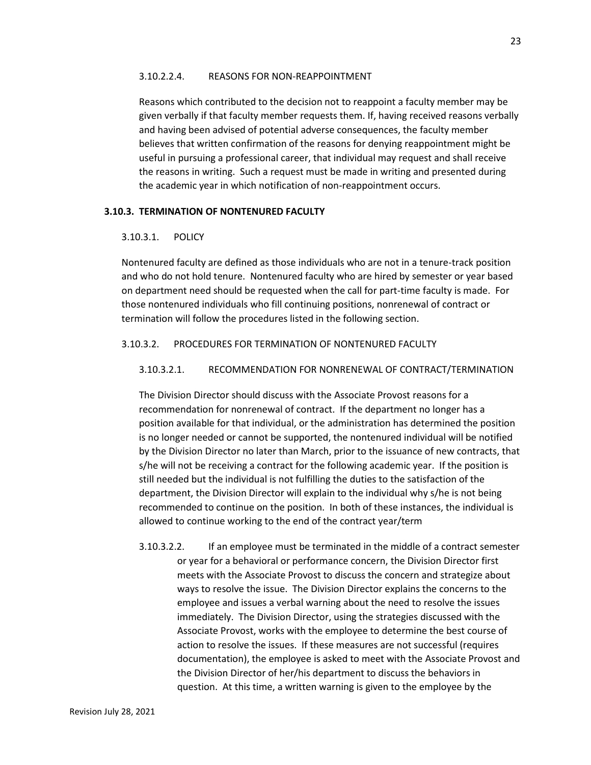#### 3.10.2.2.4. REASONS FOR NON-REAPPOINTMENT

Reasons which contributed to the decision not to reappoint a faculty member may be given verbally if that faculty member requests them. If, having received reasons verbally and having been advised of potential adverse consequences, the faculty member believes that written confirmation of the reasons for denying reappointment might be useful in pursuing a professional career, that individual may request and shall receive the reasons in writing. Such a request must be made in writing and presented during the academic year in which notification of non-reappointment occurs.

## 3.10.3. TERMINATION OF NONTENURED FACULTY

### 3.10.3.1. POLICY

Nontenured faculty are defined as those individuals who are not in a tenure-track position and who do not hold tenure. Nontenured faculty who are hired by semester or year based on department need should be requested when the call for part-time faculty is made. For those nontenured individuals who fill continuing positions, nonrenewal of contract or termination will follow the procedures listed in the following section.

### 3.10.3.2. PROCEDURES FOR TERMINATION OF NONTENURED FACULTY

#### 3.10.3.2.1. RECOMMENDATION FOR NONRENEWAL OF CONTRACT/TERMINATION

The Division Director should discuss with the Associate Provost reasons for a recommendation for nonrenewal of contract. If the department no longer has a position available for that individual, or the administration has determined the position is no longer needed or cannot be supported, the nontenured individual will be notified by the Division Director no later than March, prior to the issuance of new contracts, that s/he will not be receiving a contract for the following academic year. If the position is still needed but the individual is not fulfilling the duties to the satisfaction of the department, the Division Director will explain to the individual why s/he is not being recommended to continue on the position. In both of these instances, the individual is allowed to continue working to the end of the contract year/term

3.10.3.2.2. If an employee must be terminated in the middle of a contract semester or year for a behavioral or performance concern, the Division Director first meets with the Associate Provost to discuss the concern and strategize about ways to resolve the issue. The Division Director explains the concerns to the employee and issues a verbal warning about the need to resolve the issues immediately. The Division Director, using the strategies discussed with the Associate Provost, works with the employee to determine the best course of action to resolve the issues. If these measures are not successful (requires documentation), the employee is asked to meet with the Associate Provost and the Division Director of her/his department to discuss the behaviors in question. At this time, a written warning is given to the employee by the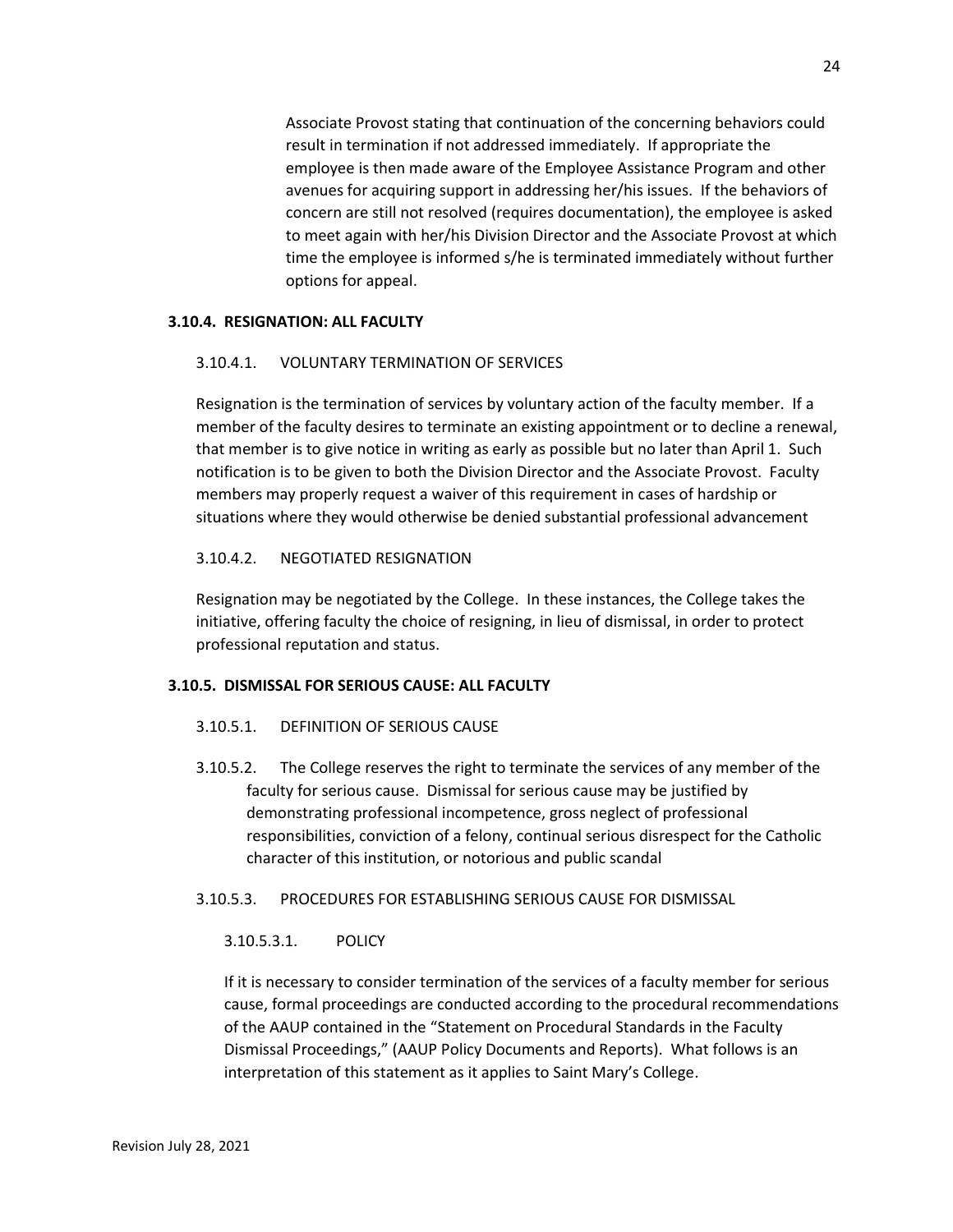Associate Provost stating that continuation of the concerning behaviors could result in termination if not addressed immediately. If appropriate the employee is then made aware of the Employee Assistance Program and other avenues for acquiring support in addressing her/his issues. If the behaviors of concern are still not resolved (requires documentation), the employee is asked to meet again with her/his Division Director and the Associate Provost at which time the employee is informed s/he is terminated immediately without further options for appeal.

### 3.10.4. RESIGNATION: ALL FACULTY

#### 3.10.4.1. VOLUNTARY TERMINATION OF SERVICES

Resignation is the termination of services by voluntary action of the faculty member. If a member of the faculty desires to terminate an existing appointment or to decline a renewal, that member is to give notice in writing as early as possible but no later than April 1. Such notification is to be given to both the Division Director and the Associate Provost. Faculty members may properly request a waiver of this requirement in cases of hardship or situations where they would otherwise be denied substantial professional advancement

#### 3.10.4.2. NEGOTIATED RESIGNATION

Resignation may be negotiated by the College. In these instances, the College takes the initiative, offering faculty the choice of resigning, in lieu of dismissal, in order to protect professional reputation and status.

### 3.10.5. DISMISSAL FOR SERIOUS CAUSE: ALL FACULTY

#### 3.10.5.1. DEFINITION OF SERIOUS CAUSE

3.10.5.2. The College reserves the right to terminate the services of any member of the faculty for serious cause. Dismissal for serious cause may be justified by demonstrating professional incompetence, gross neglect of professional responsibilities, conviction of a felony, continual serious disrespect for the Catholic character of this institution, or notorious and public scandal

#### 3.10.5.3. PROCEDURES FOR ESTABLISHING SERIOUS CAUSE FOR DISMISSAL

##### 3.10.5.3.1. POLICY

If it is necessary to consider termination of the services of a faculty member for serious cause, formal proceedings are conducted according to the procedural recommendations of the AAUP contained in the "Statement on Procedural Standards in the Faculty Dismissal Proceedings," (AAUP Policy Documents and Reports). What follows is an interpretation of this statement as it applies to Saint Mary's College.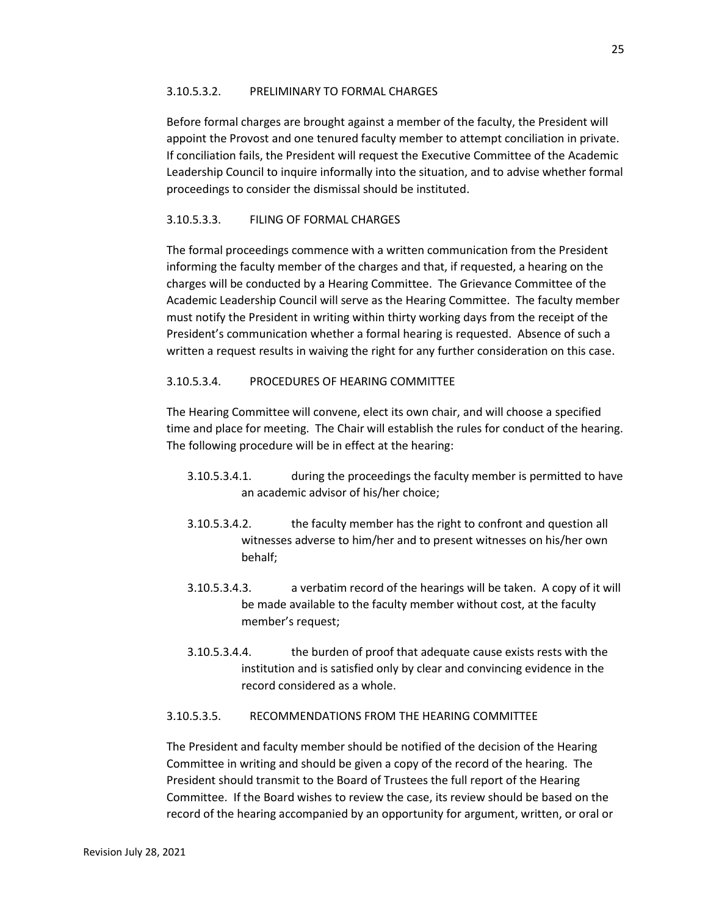#### 3.10.5.3.2. PRELIMINARY TO FORMAL CHARGES

Before formal charges are brought against a member of the faculty, the President will appoint the Provost and one tenured faculty member to attempt conciliation in private. If conciliation fails, the President will request the Executive Committee of the Academic Leadership Council to inquire informally into the situation, and to advise whether formal proceedings to consider the dismissal should be instituted.

#### 3.10.5.3.3. FILING OF FORMAL CHARGES

The formal proceedings commence with a written communication from the President informing the faculty member of the charges and that, if requested, a hearing on the charges will be conducted by a Hearing Committee. The Grievance Committee of the Academic Leadership Council will serve as the Hearing Committee. The faculty member must notify the President in writing within thirty working days from the receipt of the President's communication whether a formal hearing is requested. Absence of such a written a request results in waiving the right for any further consideration on this case.

#### 3.10.5.3.4. PROCEDURES OF HEARING COMMITTEE

The Hearing Committee will convene, elect its own chair, and will choose a specified time and place for meeting. The Chair will establish the rules for conduct of the hearing. The following procedure will be in effect at the hearing:

- 3.10.5.3.4.1. during the proceedings the faculty member is permitted to have an academic advisor of his/her choice;
- 3.10.5.3.4.2. the faculty member has the right to confront and question all witnesses adverse to him/her and to present witnesses on his/her own behalf;
- 3.10.5.3.4.3. a verbatim record of the hearings will be taken. A copy of it will be made available to the faculty member without cost, at the faculty member's request;
- 3.10.5.3.4.4. the burden of proof that adequate cause exists rests with the institution and is satisfied only by clear and convincing evidence in the record considered as a whole.

#### 3.10.5.3.5. RECOMMENDATIONS FROM THE HEARING COMMITTEE

The President and faculty member should be notified of the decision of the Hearing Committee in writing and should be given a copy of the record of the hearing. The President should transmit to the Board of Trustees the full report of the Hearing Committee. If the Board wishes to review the case, its review should be based on the record of the hearing accompanied by an opportunity for argument, written, or oral or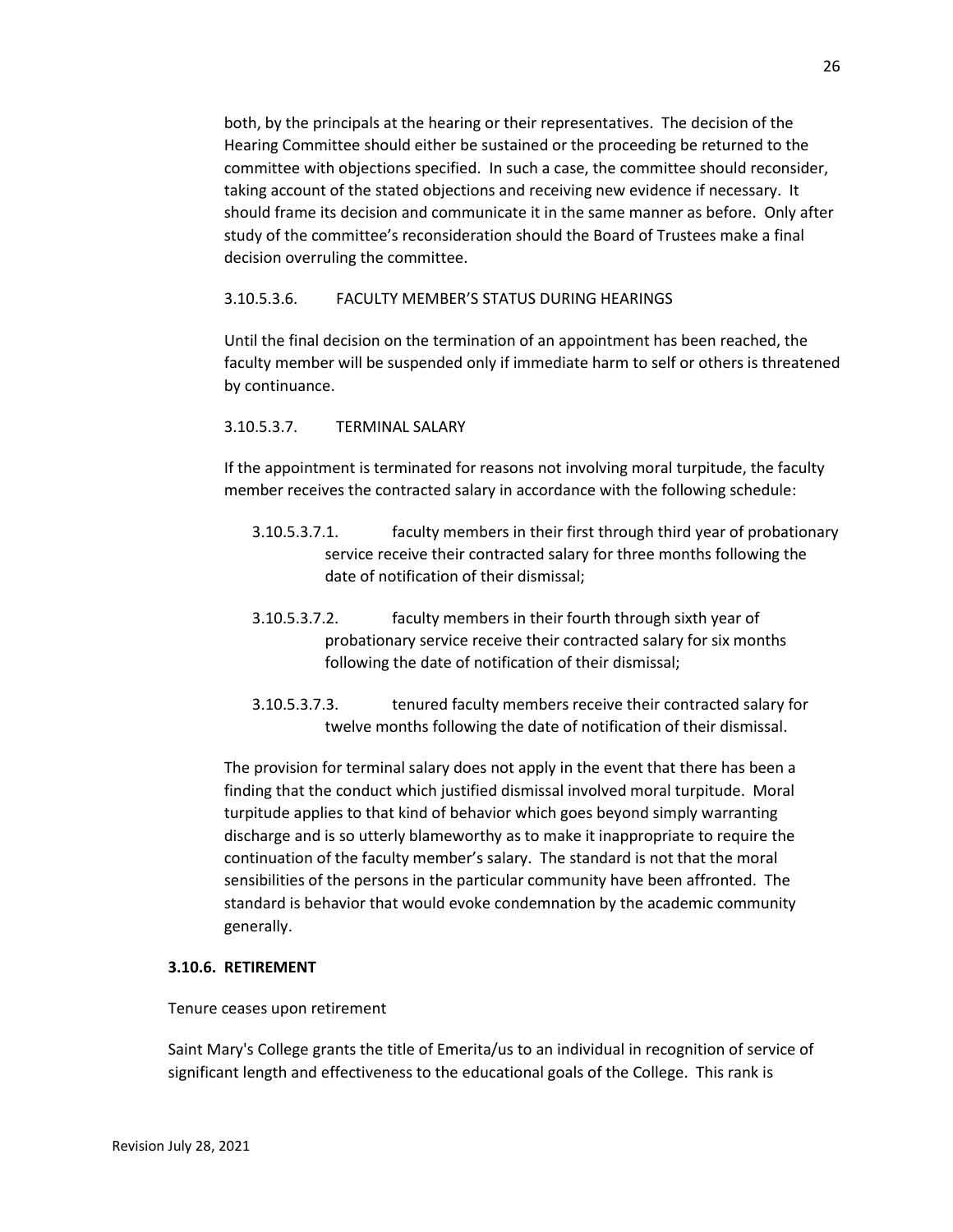both, by the principals at the hearing or their representatives. The decision of the Hearing Committee should either be sustained or the proceeding be returned to the committee with objections specified. In such a case, the committee should reconsider, taking account of the stated objections and receiving new evidence if necessary. It should frame its decision and communicate it in the same manner as before. Only after study of the committee's reconsideration should the Board of Trustees make a final decision overruling the committee.

3.10.5.3.6. FACULTY MEMBER'S STATUS DURING HEARINGS

Until the final decision on the termination of an appointment has been reached, the faculty member will be suspended only if immediate harm to self or others is threatened by continuance.

3.10.5.3.7. TERMINAL SALARY

If the appointment is terminated for reasons not involving moral turpitude, the faculty member receives the contracted salary in accordance with the following schedule:

- 3.10.5.3.7.1. faculty members in their first through third year of probationary service receive their contracted salary for three months following the date of notification of their dismissal;
- 3.10.5.3.7.2. faculty members in their fourth through sixth year of probationary service receive their contracted salary for six months following the date of notification of their dismissal;
- 3.10.5.3.7.3. tenured faculty members receive their contracted salary for twelve months following the date of notification of their dismissal.

The provision for terminal salary does not apply in the event that there has been a finding that the conduct which justified dismissal involved moral turpitude. Moral turpitude applies to that kind of behavior which goes beyond simply warranting discharge and is so utterly blameworthy as to make it inappropriate to require the continuation of the faculty member's salary. The standard is not that the moral sensibilities of the persons in the particular community have been affronted. The standard is behavior that would evoke condemnation by the academic community generally.

**3.10.6. RETIREMENT**

Tenure ceases upon retirement

Saint Mary's College grants the title of Emerita/us to an individual in recognition of service of significant length and effectiveness to the educational goals of the College. This rank is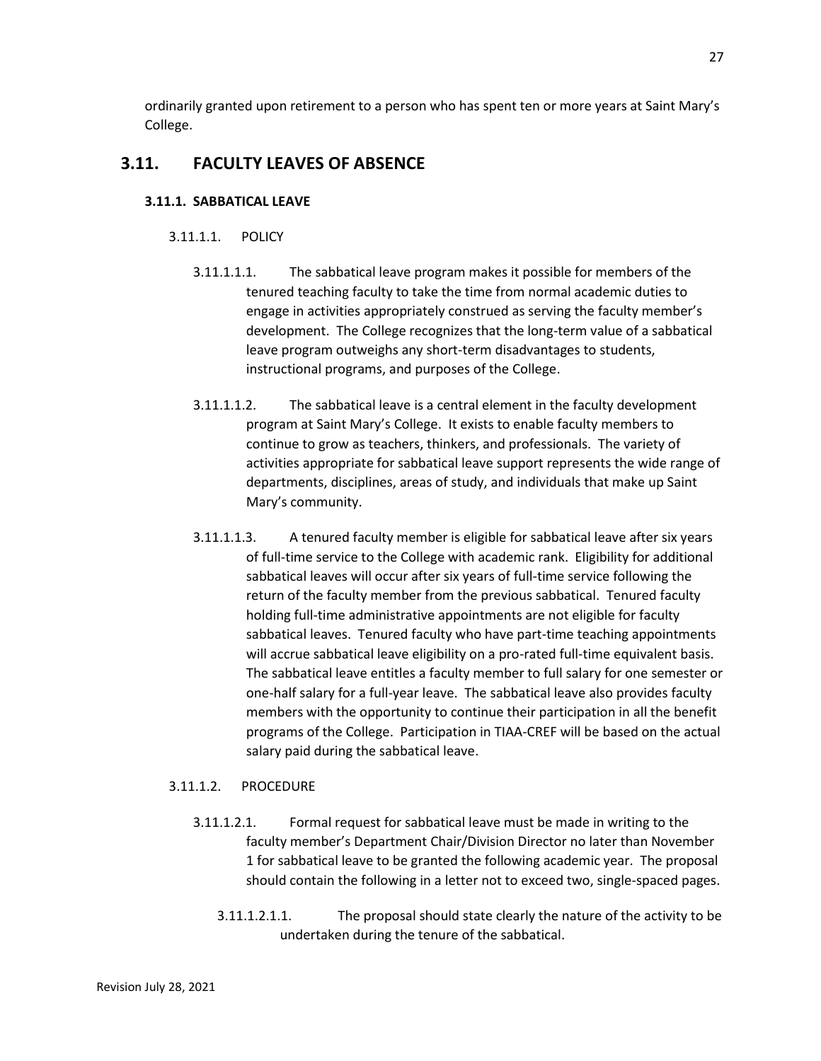ordinarily granted upon retirement to a person who has spent ten or more years at Saint Mary's College.

## 3.11. FACULTY LEAVES OF ABSENCE

### 3.11.1. SABBATICAL LEAVE

#### 3.11.1.1. POLICY

3.11.1.1.1. The sabbatical leave program makes it possible for members of the tenured teaching faculty to take the time from normal academic duties to engage in activities appropriately construed as serving the faculty member's development. The College recognizes that the long-term value of a sabbatical leave program outweighs any short-term disadvantages to students, instructional programs, and purposes of the College.

3.11.1.1.2. The sabbatical leave is a central element in the faculty development program at Saint Mary's College. It exists to enable faculty members to continue to grow as teachers, thinkers, and professionals. The variety of activities appropriate for sabbatical leave support represents the wide range of departments, disciplines, areas of study, and individuals that make up Saint Mary's community.

3.11.1.1.3. A tenured faculty member is eligible for sabbatical leave after six years of full-time service to the College with academic rank. Eligibility for additional sabbatical leaves will occur after six years of full-time service following the return of the faculty member from the previous sabbatical. Tenured faculty holding full-time administrative appointments are not eligible for faculty sabbatical leaves. Tenured faculty who have part-time teaching appointments will accrue sabbatical leave eligibility on a pro-rated full-time equivalent basis. The sabbatical leave entitles a faculty member to full salary for one semester or one-half salary for a full-year leave. The sabbatical leave also provides faculty members with the opportunity to continue their participation in all the benefit programs of the College. Participation in TIAA-CREF will be based on the actual salary paid during the sabbatical leave.

#### 3.11.1.2. PROCEDURE

3.11.1.2.1. Formal request for sabbatical leave must be made in writing to the faculty member's Department Chair/Division Director no later than November 1 for sabbatical leave to be granted the following academic year. The proposal should contain the following in a letter not to exceed two, single-spaced pages.

3.11.1.2.1.1. The proposal should state clearly the nature of the activity to be undertaken during the tenure of the sabbatical.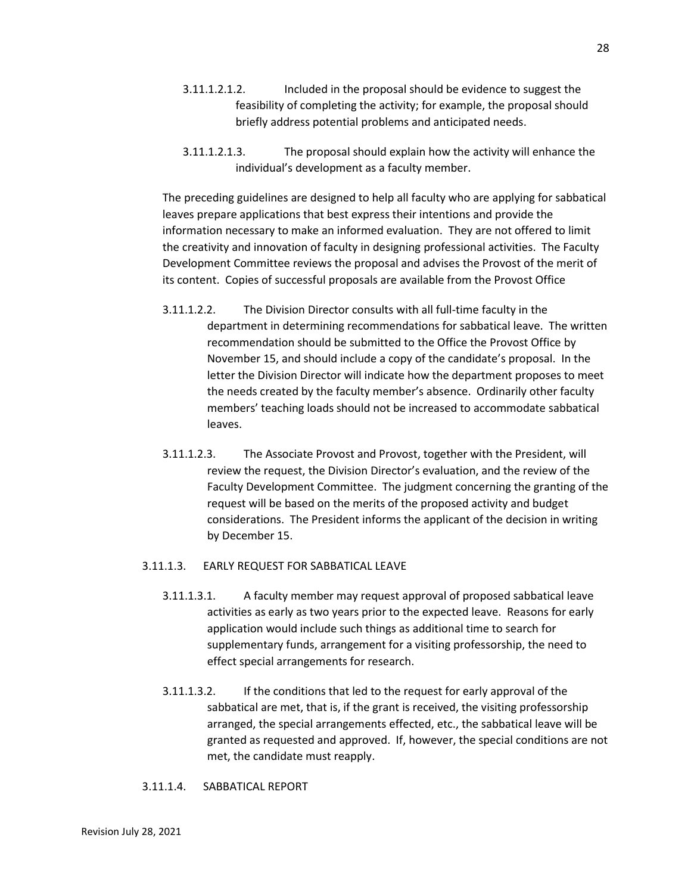3.11.1.2.1.2. Included in the proposal should be evidence to suggest the feasibility of completing the activity; for example, the proposal should briefly address potential problems and anticipated needs.

3.11.1.2.1.3. The proposal should explain how the activity will enhance the individual's development as a faculty member.

The preceding guidelines are designed to help all faculty who are applying for sabbatical leaves prepare applications that best express their intentions and provide the information necessary to make an informed evaluation. They are not offered to limit the creativity and innovation of faculty in designing professional activities. The Faculty Development Committee reviews the proposal and advises the Provost of the merit of its content. Copies of successful proposals are available from the Provost Office

3.11.1.2.2. The Division Director consults with all full-time faculty in the department in determining recommendations for sabbatical leave. The written recommendation should be submitted to the Office the Provost Office by November 15, and should include a copy of the candidate's proposal. In the letter the Division Director will indicate how the department proposes to meet the needs created by the faculty member's absence. Ordinarily other faculty members' teaching loads should not be increased to accommodate sabbatical leaves.

3.11.1.2.3. The Associate Provost and Provost, together with the President, will review the request, the Division Director's evaluation, and the review of the Faculty Development Committee. The judgment concerning the granting of the request will be based on the merits of the proposed activity and budget considerations. The President informs the applicant of the decision in writing by December 15.

3.11.1.3. EARLY REQUEST FOR SABBATICAL LEAVE

3.11.1.3.1. A faculty member may request approval of proposed sabbatical leave activities as early as two years prior to the expected leave. Reasons for early application would include such things as additional time to search for supplementary funds, arrangement for a visiting professorship, the need to effect special arrangements for research.

3.11.1.3.2. If the conditions that led to the request for early approval of the sabbatical are met, that is, if the grant is received, the visiting professorship arranged, the special arrangements effected, etc., the sabbatical leave will be granted as requested and approved. If, however, the special conditions are not met, the candidate must reapply.

3.11.1.4. SABBATICAL REPORT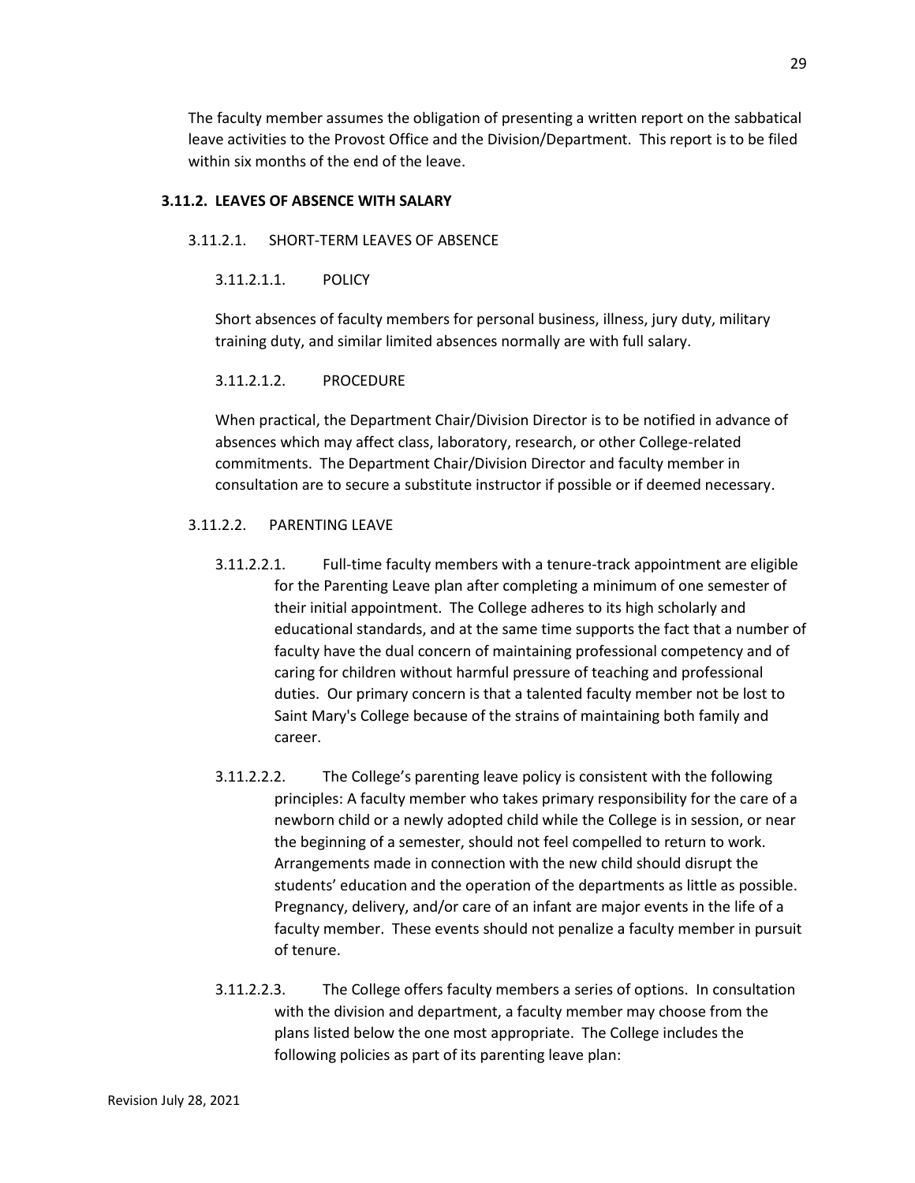The faculty member assumes the obligation of presenting a written report on the sabbatical leave activities to the Provost Office and the Division/Department. This report is to be filed within six months of the end of the leave.

### 3.11.2. LEAVES OF ABSENCE WITH SALARY

#### 3.11.2.1. SHORT-TERM LEAVES OF ABSENCE

##### 3.11.2.1.1. POLICY

Short absences of faculty members for personal business, illness, jury duty, military training duty, and similar limited absences normally are with full salary.

##### 3.11.2.1.2. PROCEDURE

When practical, the Department Chair/Division Director is to be notified in advance of absences which may affect class, laboratory, research, or other College-related commitments. The Department Chair/Division Director and faculty member in consultation are to secure a substitute instructor if possible or if deemed necessary.

#### 3.11.2.2. PARENTING LEAVE

3.11.2.2.1. Full-time faculty members with a tenure-track appointment are eligible for the Parenting Leave plan after completing a minimum of one semester of their initial appointment. The College adheres to its high scholarly and educational standards, and at the same time supports the fact that a number of faculty have the dual concern of maintaining professional competency and of caring for children without harmful pressure of teaching and professional duties. Our primary concern is that a talented faculty member not be lost to Saint Mary's College because of the strains of maintaining both family and career.

3.11.2.2.2. The College's parenting leave policy is consistent with the following principles: A faculty member who takes primary responsibility for the care of a newborn child or a newly adopted child while the College is in session, or near the beginning of a semester, should not feel compelled to return to work. Arrangements made in connection with the new child should disrupt the students' education and the operation of the departments as little as possible. Pregnancy, delivery, and/or care of an infant are major events in the life of a faculty member. These events should not penalize a faculty member in pursuit of tenure.

3.11.2.2.3. The College offers faculty members a series of options. In consultation with the division and department, a faculty member may choose from the plans listed below the one most appropriate. The College includes the following policies as part of its parenting leave plan: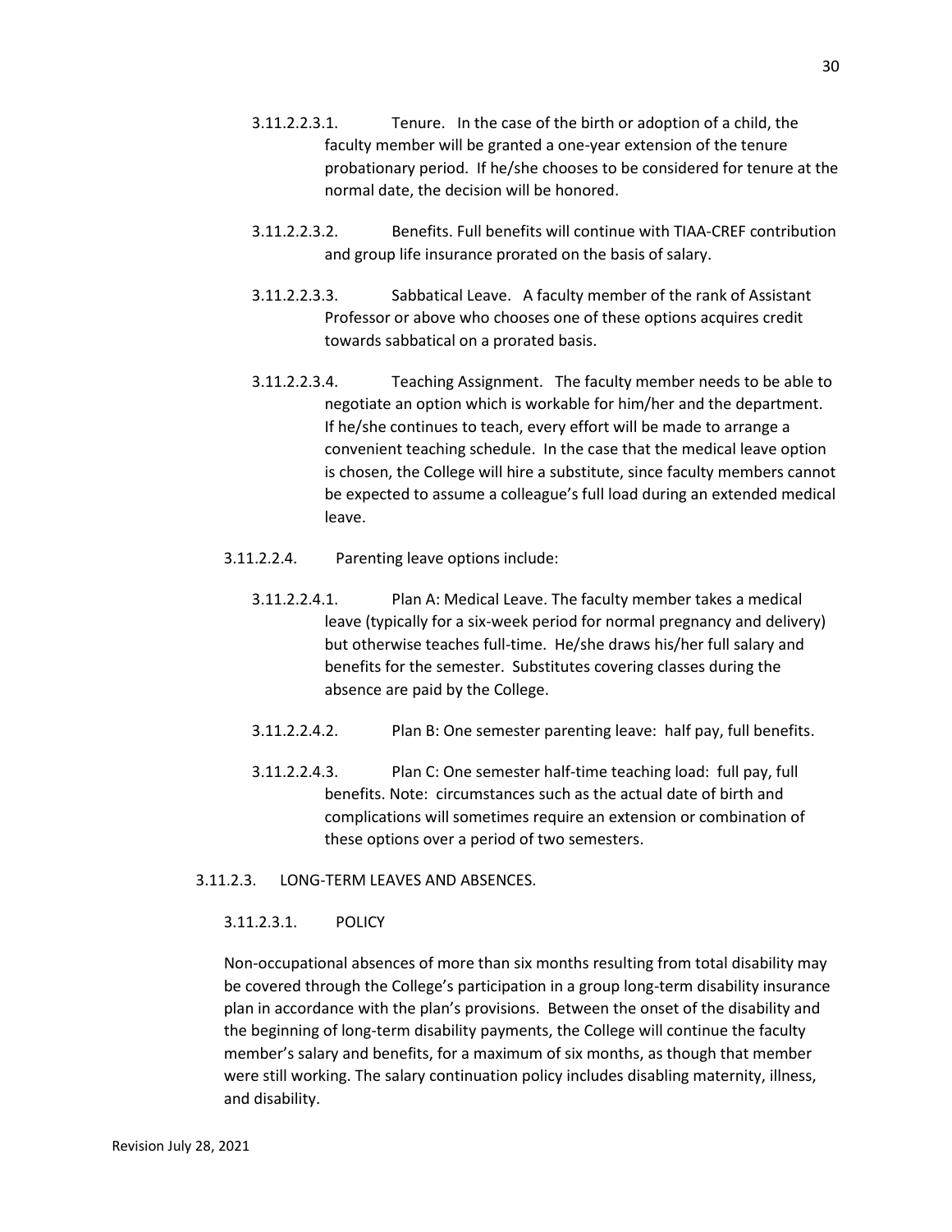3.11.2.2.3.1. Tenure. In the case of the birth or adoption of a child, the faculty member will be granted a one-year extension of the tenure probationary period. If he/she chooses to be considered for tenure at the normal date, the decision will be honored.

3.11.2.2.3.2. Benefits. Full benefits will continue with TIAA-CREF contribution and group life insurance prorated on the basis of salary.

3.11.2.2.3.3. Sabbatical Leave. A faculty member of the rank of Assistant Professor or above who chooses one of these options acquires credit towards sabbatical on a prorated basis.

3.11.2.2.3.4. Teaching Assignment. The faculty member needs to be able to negotiate an option which is workable for him/her and the department. If he/she continues to teach, every effort will be made to arrange a convenient teaching schedule. In the case that the medical leave option is chosen, the College will hire a substitute, since faculty members cannot be expected to assume a colleague's full load during an extended medical leave.

3.11.2.2.4. Parenting leave options include:

3.11.2.2.4.1. Plan A: Medical Leave. The faculty member takes a medical leave (typically for a six-week period for normal pregnancy and delivery) but otherwise teaches full-time. He/she draws his/her full salary and benefits for the semester. Substitutes covering classes during the absence are paid by the College.

3.11.2.2.4.2. Plan B: One semester parenting leave: half pay, full benefits.

3.11.2.2.4.3. Plan C: One semester half-time teaching load: full pay, full benefits. Note: circumstances such as the actual date of birth and complications will sometimes require an extension or combination of these options over a period of two semesters.

3.11.2.3. LONG-TERM LEAVES AND ABSENCES.

3.11.2.3.1. POLICY

Non-occupational absences of more than six months resulting from total disability may be covered through the College's participation in a group long-term disability insurance plan in accordance with the plan's provisions. Between the onset of the disability and the beginning of long-term disability payments, the College will continue the faculty member's salary and benefits, for a maximum of six months, as though that member were still working. The salary continuation policy includes disabling maternity, illness, and disability.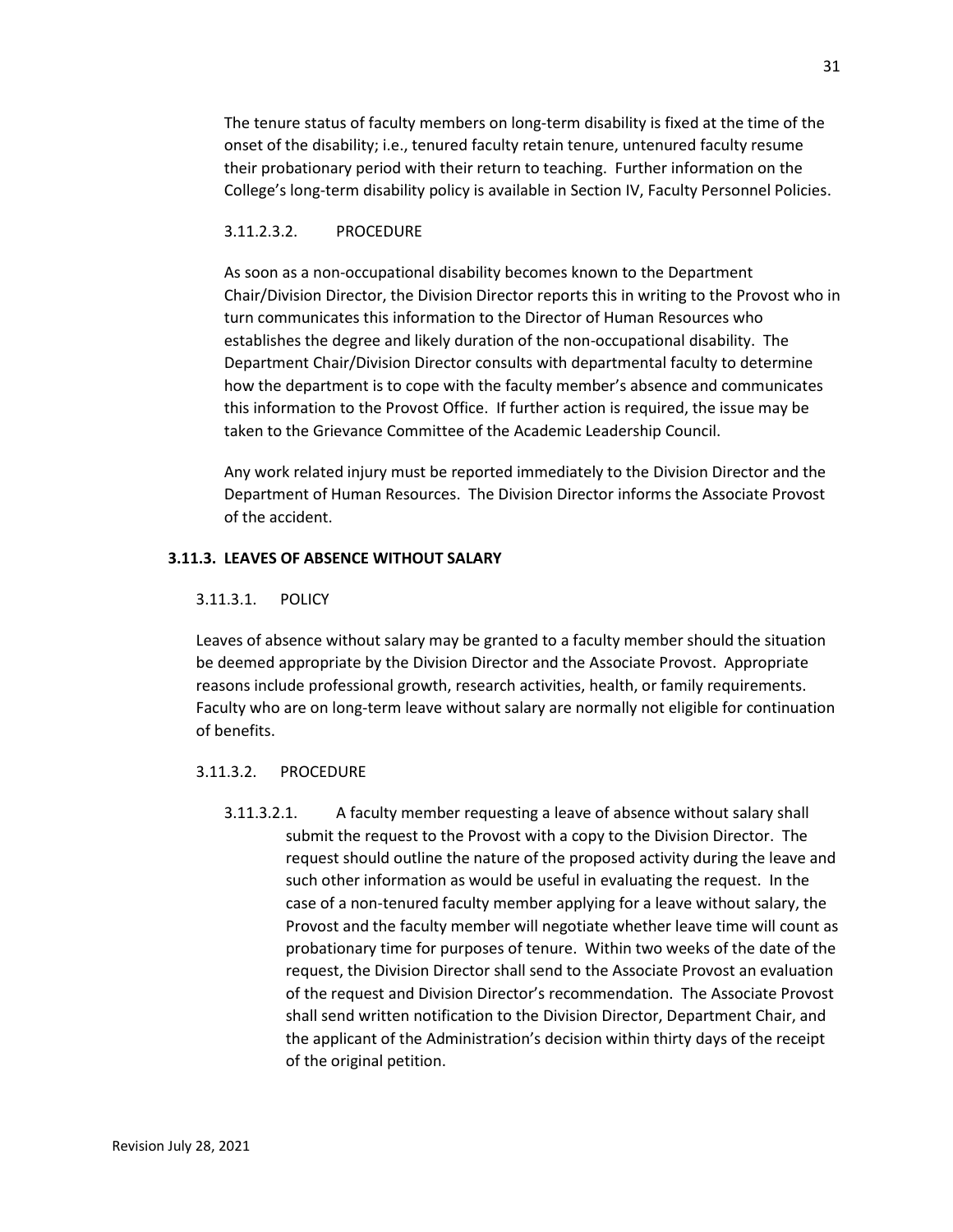The tenure status of faculty members on long-term disability is fixed at the time of the onset of the disability; i.e., tenured faculty retain tenure, untenured faculty resume their probationary period with their return to teaching. Further information on the College's long-term disability policy is available in Section IV, Faculty Personnel Policies.

3.11.2.3.2. PROCEDURE

As soon as a non-occupational disability becomes known to the Department Chair/Division Director, the Division Director reports this in writing to the Provost who in turn communicates this information to the Director of Human Resources who establishes the degree and likely duration of the non-occupational disability. The Department Chair/Division Director consults with departmental faculty to determine how the department is to cope with the faculty member's absence and communicates this information to the Provost Office. If further action is required, the issue may be taken to the Grievance Committee of the Academic Leadership Council.

Any work related injury must be reported immediately to the Division Director and the Department of Human Resources. The Division Director informs the Associate Provost of the accident.

### 3.11.3. LEAVES OF ABSENCE WITHOUT SALARY

3.11.3.1. POLICY

Leaves of absence without salary may be granted to a faculty member should the situation be deemed appropriate by the Division Director and the Associate Provost. Appropriate reasons include professional growth, research activities, health, or family requirements. Faculty who are on long-term leave without salary are normally not eligible for continuation of benefits.

3.11.3.2. PROCEDURE

3.11.3.2.1. A faculty member requesting a leave of absence without salary shall submit the request to the Provost with a copy to the Division Director. The request should outline the nature of the proposed activity during the leave and such other information as would be useful in evaluating the request. In the case of a non-tenured faculty member applying for a leave without salary, the Provost and the faculty member will negotiate whether leave time will count as probationary time for purposes of tenure. Within two weeks of the date of the request, the Division Director shall send to the Associate Provost an evaluation of the request and Division Director's recommendation. The Associate Provost shall send written notification to the Division Director, Department Chair, and the applicant of the Administration's decision within thirty days of the receipt of the original petition.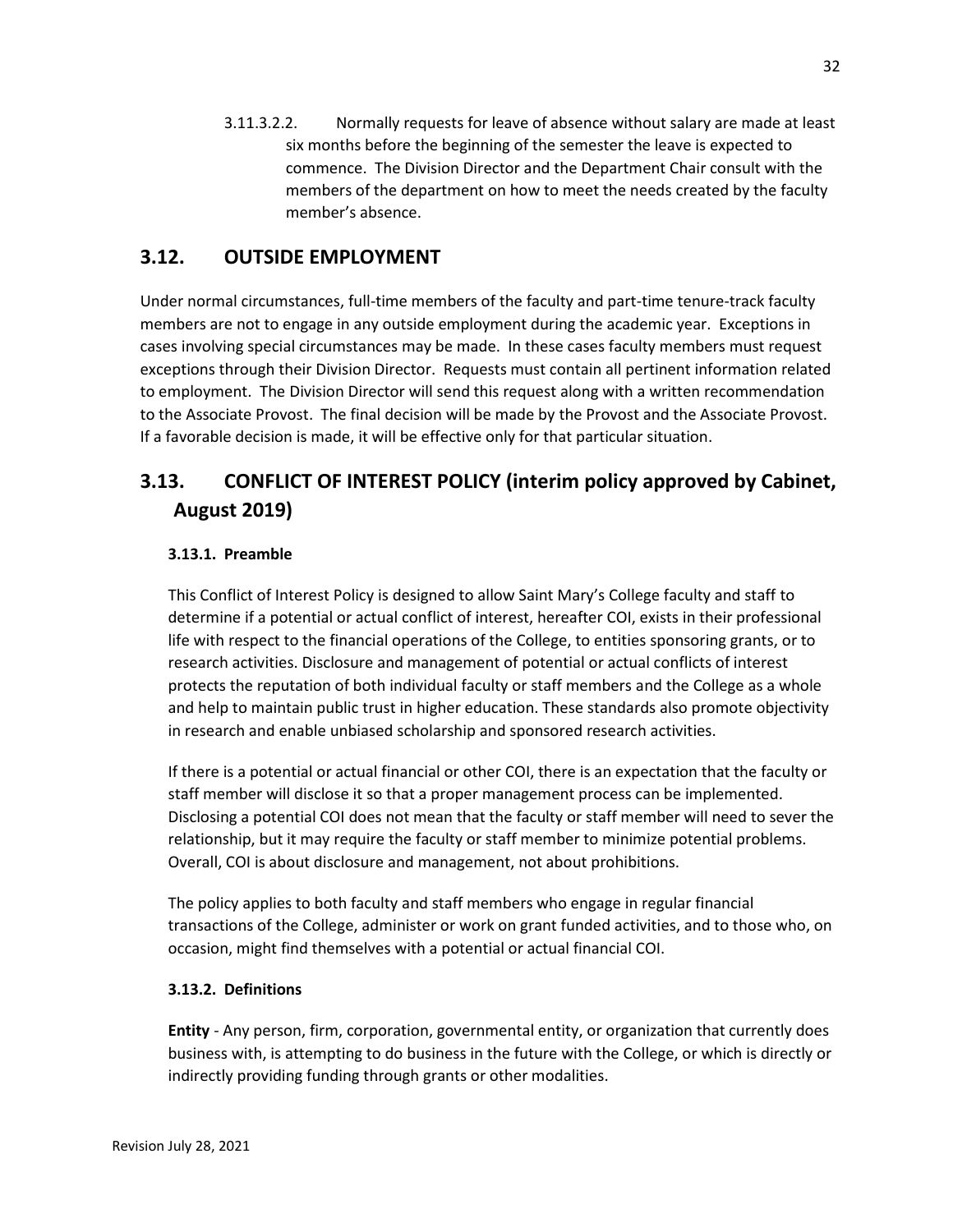3.11.3.2.2. Normally requests for leave of absence without salary are made at least six months before the beginning of the semester the leave is expected to commence. The Division Director and the Department Chair consult with the members of the department on how to meet the needs created by the faculty member's absence.

## 3.12. OUTSIDE EMPLOYMENT

Under normal circumstances, full-time members of the faculty and part-time tenure-track faculty members are not to engage in any outside employment during the academic year. Exceptions in cases involving special circumstances may be made. In these cases faculty members must request exceptions through their Division Director. Requests must contain all pertinent information related to employment. The Division Director will send this request along with a written recommendation to the Associate Provost. The final decision will be made by the Provost and the Associate Provost. If a favorable decision is made, it will be effective only for that particular situation.

## 3.13. CONFLICT OF INTEREST POLICY (interim policy approved by Cabinet, August 2019)

### 3.13.1. Preamble

This Conflict of Interest Policy is designed to allow Saint Mary's College faculty and staff to determine if a potential or actual conflict of interest, hereafter COI, exists in their professional life with respect to the financial operations of the College, to entities sponsoring grants, or to research activities. Disclosure and management of potential or actual conflicts of interest protects the reputation of both individual faculty or staff members and the College as a whole and help to maintain public trust in higher education. These standards also promote objectivity in research and enable unbiased scholarship and sponsored research activities.

If there is a potential or actual financial or other COI, there is an expectation that the faculty or staff member will disclose it so that a proper management process can be implemented. Disclosing a potential COI does not mean that the faculty or staff member will need to sever the relationship, but it may require the faculty or staff member to minimize potential problems. Overall, COI is about disclosure and management, not about prohibitions.

The policy applies to both faculty and staff members who engage in regular financial transactions of the College, administer or work on grant funded activities, and to those who, on occasion, might find themselves with a potential or actual financial COI.

### 3.13.2. Definitions

**Entity** - Any person, firm, corporation, governmental entity, or organization that currently does business with, is attempting to do business in the future with the College, or which is directly or indirectly providing funding through grants or other modalities.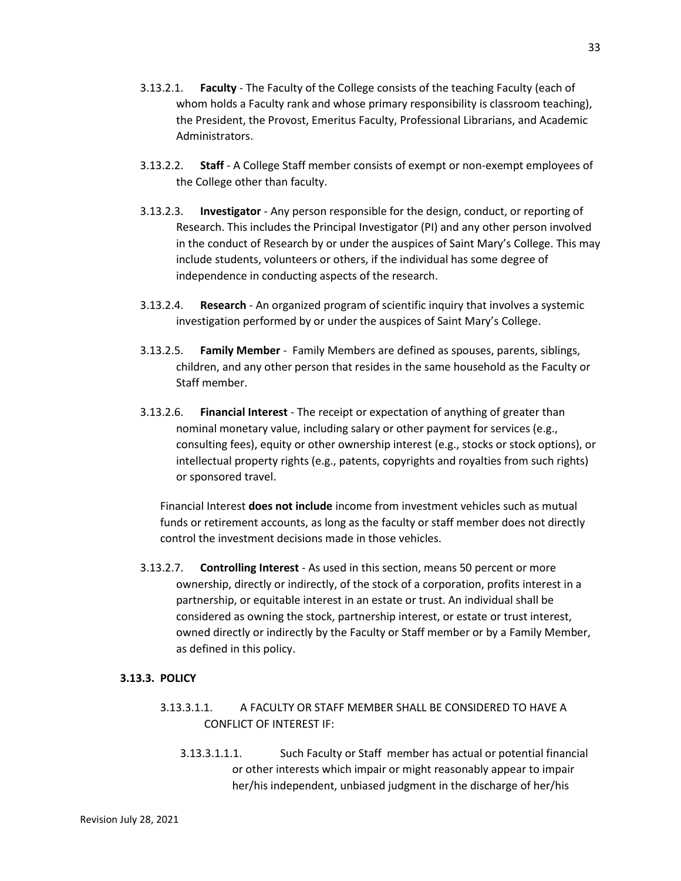3.13.2.1. **Faculty** - The Faculty of the College consists of the teaching Faculty (each of whom holds a Faculty rank and whose primary responsibility is classroom teaching), the President, the Provost, Emeritus Faculty, Professional Librarians, and Academic Administrators.

3.13.2.2. **Staff** - A College Staff member consists of exempt or non-exempt employees of the College other than faculty.

3.13.2.3. **Investigator** - Any person responsible for the design, conduct, or reporting of Research. This includes the Principal Investigator (PI) and any other person involved in the conduct of Research by or under the auspices of Saint Mary's College. This may include students, volunteers or others, if the individual has some degree of independence in conducting aspects of the research.

3.13.2.4. **Research** - An organized program of scientific inquiry that involves a systemic investigation performed by or under the auspices of Saint Mary's College.

3.13.2.5. **Family Member** - Family Members are defined as spouses, parents, siblings, children, and any other person that resides in the same household as the Faculty or Staff member.

3.13.2.6. **Financial Interest** - The receipt or expectation of anything of greater than nominal monetary value, including salary or other payment for services (e.g., consulting fees), equity or other ownership interest (e.g., stocks or stock options), or intellectual property rights (e.g., patents, copyrights and royalties from such rights) or sponsored travel.

Financial Interest **does not include** income from investment vehicles such as mutual funds or retirement accounts, as long as the faculty or staff member does not directly control the investment decisions made in those vehicles.

3.13.2.7. **Controlling Interest** - As used in this section, means 50 percent or more ownership, directly or indirectly, of the stock of a corporation, profits interest in a partnership, or equitable interest in an estate or trust. An individual shall be considered as owning the stock, partnership interest, or estate or trust interest, owned directly or indirectly by the Faculty or Staff member or by a Family Member, as defined in this policy.

### 3.13.3. POLICY

3.13.3.1.1. A FACULTY OR STAFF MEMBER SHALL BE CONSIDERED TO HAVE A CONFLICT OF INTEREST IF:

3.13.3.1.1.1. Such Faculty or Staff member has actual or potential financial or other interests which impair or might reasonably appear to impair her/his independent, unbiased judgment in the discharge of her/his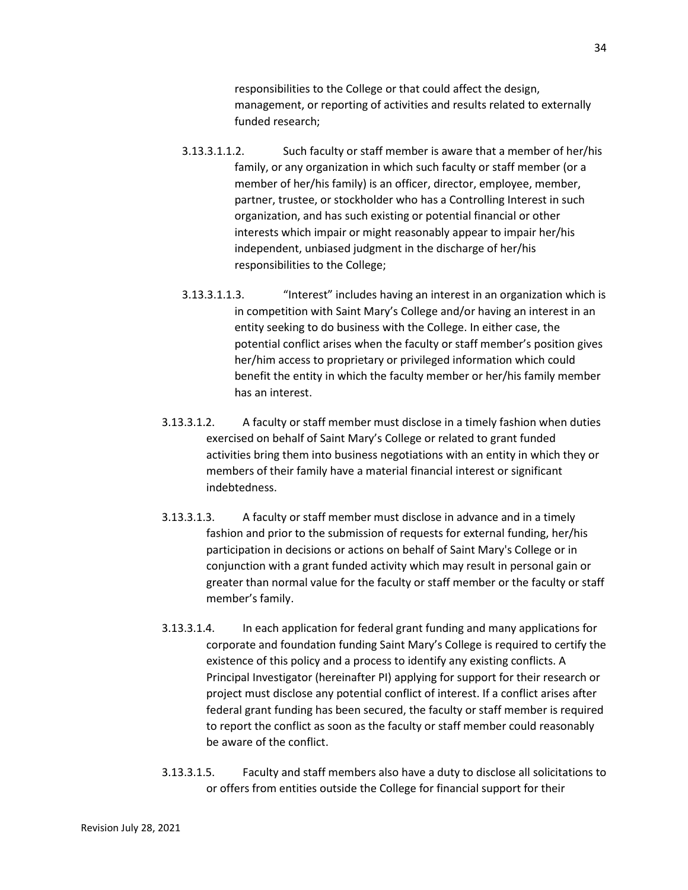responsibilities to the College or that could affect the design, management, or reporting of activities and results related to externally funded research;

3.13.3.1.1.2. Such faculty or staff member is aware that a member of her/his family, or any organization in which such faculty or staff member (or a member of her/his family) is an officer, director, employee, member, partner, trustee, or stockholder who has a Controlling Interest in such organization, and has such existing or potential financial or other interests which impair or might reasonably appear to impair her/his independent, unbiased judgment in the discharge of her/his responsibilities to the College;

3.13.3.1.1.3. "Interest" includes having an interest in an organization which is in competition with Saint Mary's College and/or having an interest in an entity seeking to do business with the College. In either case, the potential conflict arises when the faculty or staff member's position gives her/him access to proprietary or privileged information which could benefit the entity in which the faculty member or her/his family member has an interest.

3.13.3.1.2. A faculty or staff member must disclose in a timely fashion when duties exercised on behalf of Saint Mary's College or related to grant funded activities bring them into business negotiations with an entity in which they or members of their family have a material financial interest or significant indebtedness.

3.13.3.1.3. A faculty or staff member must disclose in advance and in a timely fashion and prior to the submission of requests for external funding, her/his participation in decisions or actions on behalf of Saint Mary's College or in conjunction with a grant funded activity which may result in personal gain or greater than normal value for the faculty or staff member or the faculty or staff member's family.

3.13.3.1.4. In each application for federal grant funding and many applications for corporate and foundation funding Saint Mary's College is required to certify the existence of this policy and a process to identify any existing conflicts. A Principal Investigator (hereinafter PI) applying for support for their research or project must disclose any potential conflict of interest. If a conflict arises after federal grant funding has been secured, the faculty or staff member is required to report the conflict as soon as the faculty or staff member could reasonably be aware of the conflict.

3.13.3.1.5. Faculty and staff members also have a duty to disclose all solicitations to or offers from entities outside the College for financial support for their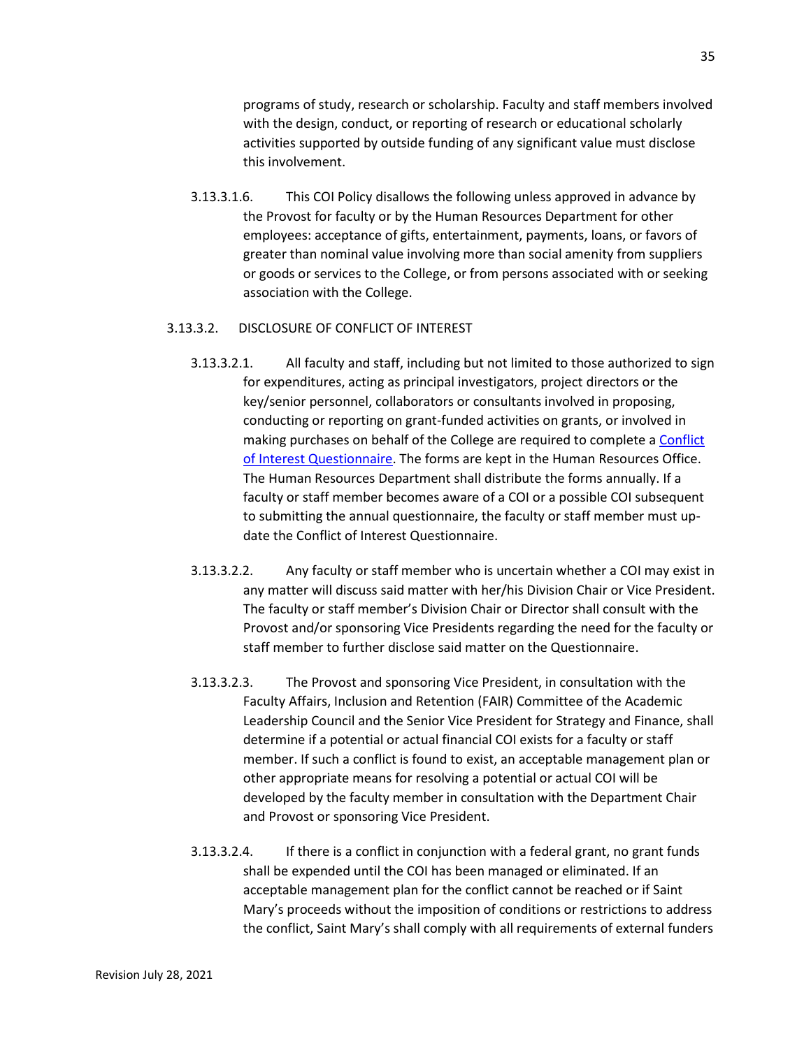programs of study, research or scholarship. Faculty and staff members involved with the design, conduct, or reporting of research or educational scholarly activities supported by outside funding of any significant value must disclose this involvement.

3.13.3.1.6. This COI Policy disallows the following unless approved in advance by the Provost for faculty or by the Human Resources Department for other employees: acceptance of gifts, entertainment, payments, loans, or favors of greater than nominal value involving more than social amenity from suppliers or goods or services to the College, or from persons associated with or seeking association with the College.

3.13.3.2. DISCLOSURE OF CONFLICT OF INTEREST

3.13.3.2.1. All faculty and staff, including but not limited to those authorized to sign for expenditures, acting as principal investigators, project directors or the key/senior personnel, collaborators or consultants involved in proposing, conducting or reporting on grant-funded activities on grants, or involved in making purchases on behalf of the College are required to complete a Conflict of Interest Questionnaire. The forms are kept in the Human Resources Office. The Human Resources Department shall distribute the forms annually. If a faculty or staff member becomes aware of a COI or a possible COI subsequent to submitting the annual questionnaire, the faculty or staff member must up-date the Conflict of Interest Questionnaire.

3.13.3.2.2. Any faculty or staff member who is uncertain whether a COI may exist in any matter will discuss said matter with her/his Division Chair or Vice President. The faculty or staff member's Division Chair or Director shall consult with the Provost and/or sponsoring Vice Presidents regarding the need for the faculty or staff member to further disclose said matter on the Questionnaire.

3.13.3.2.3. The Provost and sponsoring Vice President, in consultation with the Faculty Affairs, Inclusion and Retention (FAIR) Committee of the Academic Leadership Council and the Senior Vice President for Strategy and Finance, shall determine if a potential or actual financial COI exists for a faculty or staff member. If such a conflict is found to exist, an acceptable management plan or other appropriate means for resolving a potential or actual COI will be developed by the faculty member in consultation with the Department Chair and Provost or sponsoring Vice President.

3.13.3.2.4. If there is a conflict in conjunction with a federal grant, no grant funds shall be expended until the COI has been managed or eliminated. If an acceptable management plan for the conflict cannot be reached or if Saint Mary's proceeds without the imposition of conditions or restrictions to address the conflict, Saint Mary's shall comply with all requirements of external funders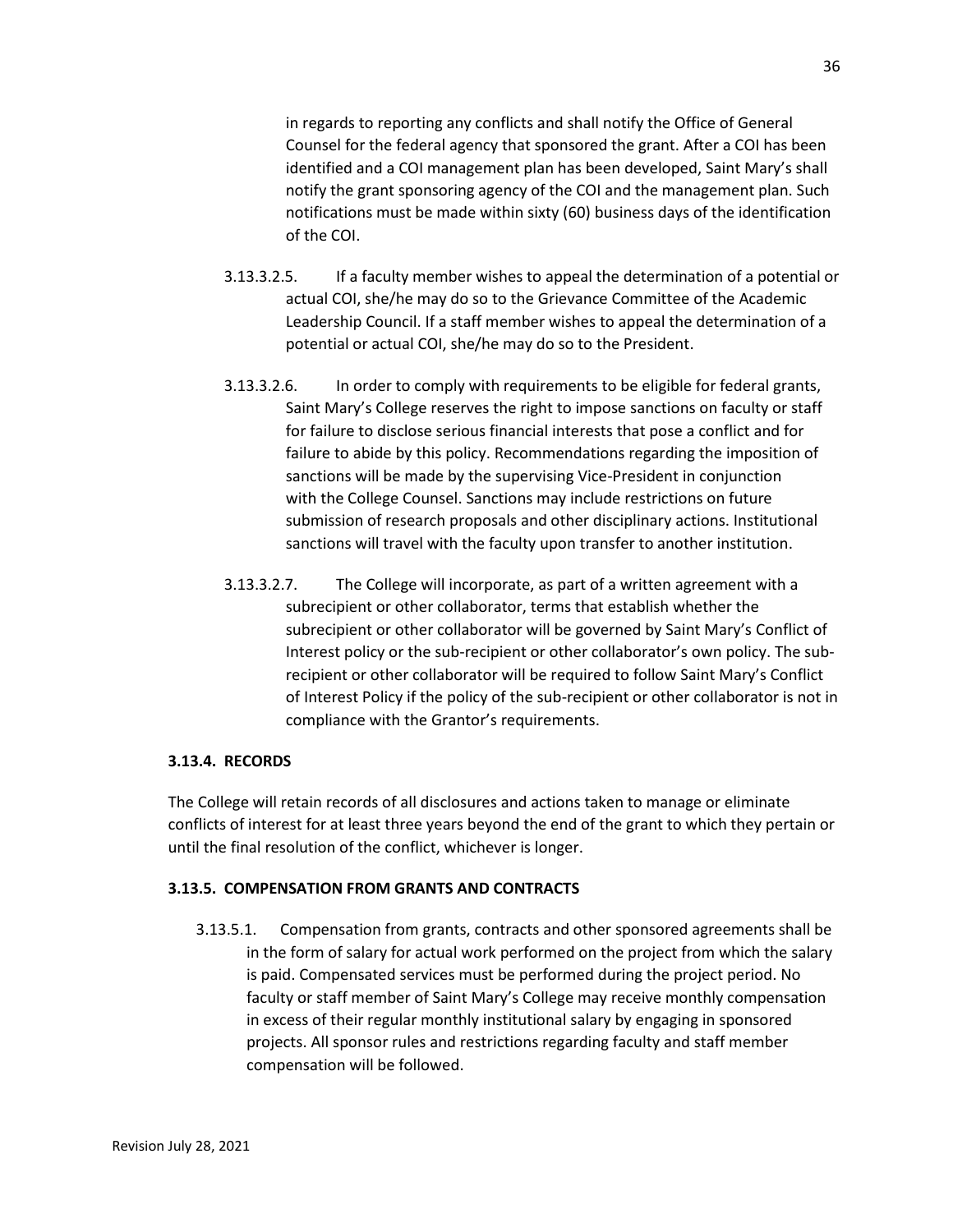in regards to reporting any conflicts and shall notify the Office of General Counsel for the federal agency that sponsored the grant. After a COI has been identified and a COI management plan has been developed, Saint Mary's shall notify the grant sponsoring agency of the COI and the management plan. Such notifications must be made within sixty (60) business days of the identification of the COI.

3.13.3.2.5. If a faculty member wishes to appeal the determination of a potential or actual COI, she/he may do so to the Grievance Committee of the Academic Leadership Council. If a staff member wishes to appeal the determination of a potential or actual COI, she/he may do so to the President.

3.13.3.2.6. In order to comply with requirements to be eligible for federal grants, Saint Mary's College reserves the right to impose sanctions on faculty or staff for failure to disclose serious financial interests that pose a conflict and for failure to abide by this policy. Recommendations regarding the imposition of sanctions will be made by the supervising Vice-President in conjunction with the College Counsel. Sanctions may include restrictions on future submission of research proposals and other disciplinary actions. Institutional sanctions will travel with the faculty upon transfer to another institution.

3.13.3.2.7. The College will incorporate, as part of a written agreement with a subrecipient or other collaborator, terms that establish whether the subrecipient or other collaborator will be governed by Saint Mary's Conflict of Interest policy or the sub-recipient or other collaborator's own policy. The sub-recipient or other collaborator will be required to follow Saint Mary's Conflict of Interest Policy if the policy of the sub-recipient or other collaborator is not in compliance with the Grantor's requirements.

### 3.13.4. RECORDS

The College will retain records of all disclosures and actions taken to manage or eliminate conflicts of interest for at least three years beyond the end of the grant to which they pertain or until the final resolution of the conflict, whichever is longer.

### 3.13.5. COMPENSATION FROM GRANTS AND CONTRACTS

3.13.5.1. Compensation from grants, contracts and other sponsored agreements shall be in the form of salary for actual work performed on the project from which the salary is paid. Compensated services must be performed during the project period. No faculty or staff member of Saint Mary's College may receive monthly compensation in excess of their regular monthly institutional salary by engaging in sponsored projects. All sponsor rules and restrictions regarding faculty and staff member compensation will be followed.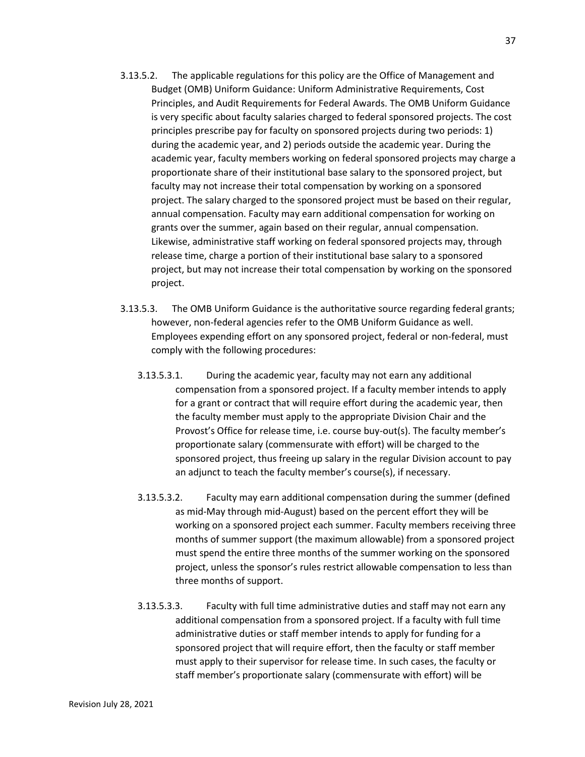3.13.5.2. The applicable regulations for this policy are the Office of Management and Budget (OMB) Uniform Guidance: Uniform Administrative Requirements, Cost Principles, and Audit Requirements for Federal Awards. The OMB Uniform Guidance is very specific about faculty salaries charged to federal sponsored projects. The cost principles prescribe pay for faculty on sponsored projects during two periods: 1) during the academic year, and 2) periods outside the academic year. During the academic year, faculty members working on federal sponsored projects may charge a proportionate share of their institutional base salary to the sponsored project, but faculty may not increase their total compensation by working on a sponsored project. The salary charged to the sponsored project must be based on their regular, annual compensation. Faculty may earn additional compensation for working on grants over the summer, again based on their regular, annual compensation. Likewise, administrative staff working on federal sponsored projects may, through release time, charge a portion of their institutional base salary to a sponsored project, but may not increase their total compensation by working on the sponsored project.

3.13.5.3. The OMB Uniform Guidance is the authoritative source regarding federal grants; however, non-federal agencies refer to the OMB Uniform Guidance as well. Employees expending effort on any sponsored project, federal or non-federal, must comply with the following procedures:

3.13.5.3.1. During the academic year, faculty may not earn any additional compensation from a sponsored project. If a faculty member intends to apply for a grant or contract that will require effort during the academic year, then the faculty member must apply to the appropriate Division Chair and the Provost's Office for release time, i.e. course buy-out(s). The faculty member's proportionate salary (commensurate with effort) will be charged to the sponsored project, thus freeing up salary in the regular Division account to pay an adjunct to teach the faculty member's course(s), if necessary.

3.13.5.3.2. Faculty may earn additional compensation during the summer (defined as mid-May through mid-August) based on the percent effort they will be working on a sponsored project each summer. Faculty members receiving three months of summer support (the maximum allowable) from a sponsored project must spend the entire three months of the summer working on the sponsored project, unless the sponsor's rules restrict allowable compensation to less than three months of support.

3.13.5.3.3. Faculty with full time administrative duties and staff may not earn any additional compensation from a sponsored project. If a faculty with full time administrative duties or staff member intends to apply for funding for a sponsored project that will require effort, then the faculty or staff member must apply to their supervisor for release time. In such cases, the faculty or staff member's proportionate salary (commensurate with effort) will be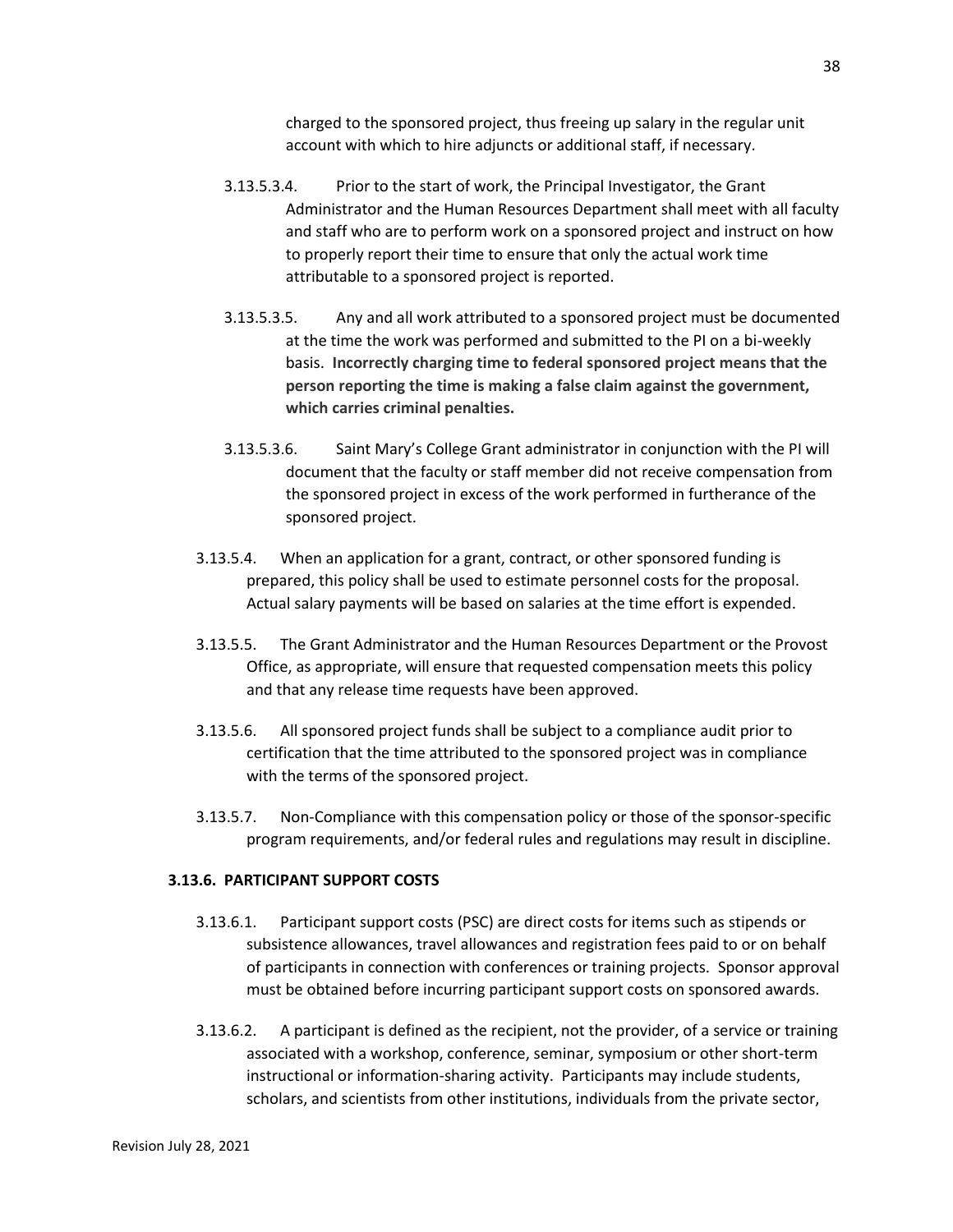charged to the sponsored project, thus freeing up salary in the regular unit account with which to hire adjuncts or additional staff, if necessary.

3.13.5.3.4. Prior to the start of work, the Principal Investigator, the Grant Administrator and the Human Resources Department shall meet with all faculty and staff who are to perform work on a sponsored project and instruct on how to properly report their time to ensure that only the actual work time attributable to a sponsored project is reported.

3.13.5.3.5. Any and all work attributed to a sponsored project must be documented at the time the work was performed and submitted to the PI on a bi-weekly basis. **Incorrectly charging time to federal sponsored project means that the person reporting the time is making a false claim against the government, which carries criminal penalties.**

3.13.5.3.6. Saint Mary's College Grant administrator in conjunction with the PI will document that the faculty or staff member did not receive compensation from the sponsored project in excess of the work performed in furtherance of the sponsored project.

3.13.5.4. When an application for a grant, contract, or other sponsored funding is prepared, this policy shall be used to estimate personnel costs for the proposal. Actual salary payments will be based on salaries at the time effort is expended.

3.13.5.5. The Grant Administrator and the Human Resources Department or the Provost Office, as appropriate, will ensure that requested compensation meets this policy and that any release time requests have been approved.

3.13.5.6. All sponsored project funds shall be subject to a compliance audit prior to certification that the time attributed to the sponsored project was in compliance with the terms of the sponsored project.

3.13.5.7. Non-Compliance with this compensation policy or those of the sponsor-specific program requirements, and/or federal rules and regulations may result in discipline.

### 3.13.6. PARTICIPANT SUPPORT COSTS

3.13.6.1. Participant support costs (PSC) are direct costs for items such as stipends or subsistence allowances, travel allowances and registration fees paid to or on behalf of participants in connection with conferences or training projects. Sponsor approval must be obtained before incurring participant support costs on sponsored awards.

3.13.6.2. A participant is defined as the recipient, not the provider, of a service or training associated with a workshop, conference, seminar, symposium or other short-term instructional or information-sharing activity. Participants may include students, scholars, and scientists from other institutions, individuals from the private sector,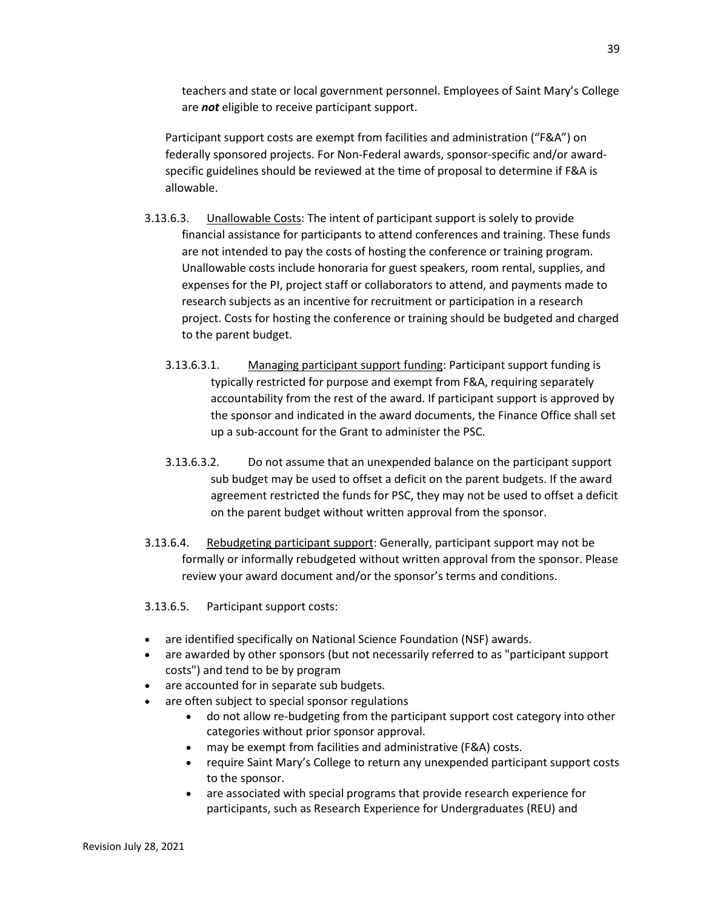teachers and state or local government personnel. Employees of Saint Mary's College are ***not*** eligible to receive participant support.

Participant support costs are exempt from facilities and administration ("F&A") on federally sponsored projects. For Non-Federal awards, sponsor-specific and/or award-specific guidelines should be reviewed at the time of proposal to determine if F&A is allowable.

3.13.6.3. Unallowable Costs: The intent of participant support is solely to provide financial assistance for participants to attend conferences and training. These funds are not intended to pay the costs of hosting the conference or training program. Unallowable costs include honoraria for guest speakers, room rental, supplies, and expenses for the PI, project staff or collaborators to attend, and payments made to research subjects as an incentive for recruitment or participation in a research project. Costs for hosting the conference or training should be budgeted and charged to the parent budget.

3.13.6.3.1. Managing participant support funding: Participant support funding is typically restricted for purpose and exempt from F&A, requiring separately accountability from the rest of the award. If participant support is approved by the sponsor and indicated in the award documents, the Finance Office shall set up a sub-account for the Grant to administer the PSC.

3.13.6.3.2. Do not assume that an unexpended balance on the participant support sub budget may be used to offset a deficit on the parent budgets. If the award agreement restricted the funds for PSC, they may not be used to offset a deficit on the parent budget without written approval from the sponsor.

3.13.6.4. Rebudgeting participant support: Generally, participant support may not be formally or informally rebudgeted without written approval from the sponsor. Please review your award document and/or the sponsor's terms and conditions.

3.13.6.5. Participant support costs:

- are identified specifically on National Science Foundation (NSF) awards.
- are awarded by other sponsors (but not necessarily referred to as "participant support costs") and tend to be by program
- are accounted for in separate sub budgets.
- are often subject to special sponsor regulations
    - do not allow re-budgeting from the participant support cost category into other categories without prior sponsor approval.
    - may be exempt from facilities and administrative (F&A) costs.
    - require Saint Mary's College to return any unexpended participant support costs to the sponsor.
    - are associated with special programs that provide research experience for participants, such as Research Experience for Undergraduates (REU) and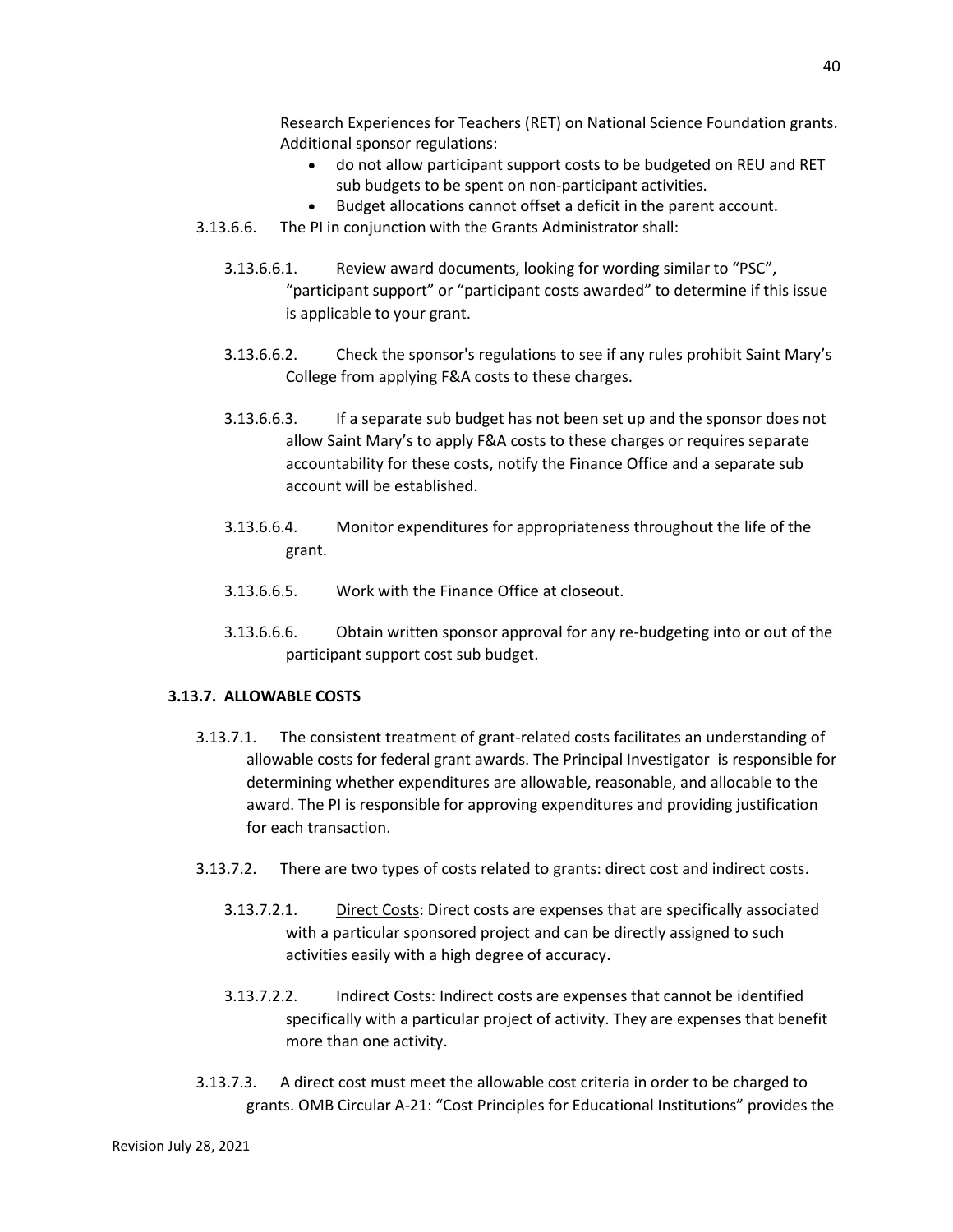Research Experiences for Teachers (RET) on National Science Foundation grants. Additional sponsor regulations:

- do not allow participant support costs to be budgeted on REU and RET sub budgets to be spent on non-participant activities.
- Budget allocations cannot offset a deficit in the parent account.

3.13.6.6. The PI in conjunction with the Grants Administrator shall:

3.13.6.6.1. Review award documents, looking for wording similar to "PSC", "participant support" or "participant costs awarded" to determine if this issue is applicable to your grant.

3.13.6.6.2. Check the sponsor's regulations to see if any rules prohibit Saint Mary's College from applying F&A costs to these charges.

3.13.6.6.3. If a separate sub budget has not been set up and the sponsor does not allow Saint Mary's to apply F&A costs to these charges or requires separate accountability for these costs, notify the Finance Office and a separate sub account will be established.

3.13.6.6.4. Monitor expenditures for appropriateness throughout the life of the grant.

3.13.6.6.5. Work with the Finance Office at closeout.

3.13.6.6.6. Obtain written sponsor approval for any re-budgeting into or out of the participant support cost sub budget.

### 3.13.7. ALLOWABLE COSTS

3.13.7.1. The consistent treatment of grant-related costs facilitates an understanding of allowable costs for federal grant awards. The Principal Investigator is responsible for determining whether expenditures are allowable, reasonable, and allocable to the award. The PI is responsible for approving expenditures and providing justification for each transaction.

3.13.7.2. There are two types of costs related to grants: direct cost and indirect costs.

3.13.7.2.1. Direct Costs: Direct costs are expenses that are specifically associated with a particular sponsored project and can be directly assigned to such activities easily with a high degree of accuracy.

3.13.7.2.2. Indirect Costs: Indirect costs are expenses that cannot be identified specifically with a particular project of activity. They are expenses that benefit more than one activity.

3.13.7.3. A direct cost must meet the allowable cost criteria in order to be charged to grants. OMB Circular A-21: "Cost Principles for Educational Institutions" provides the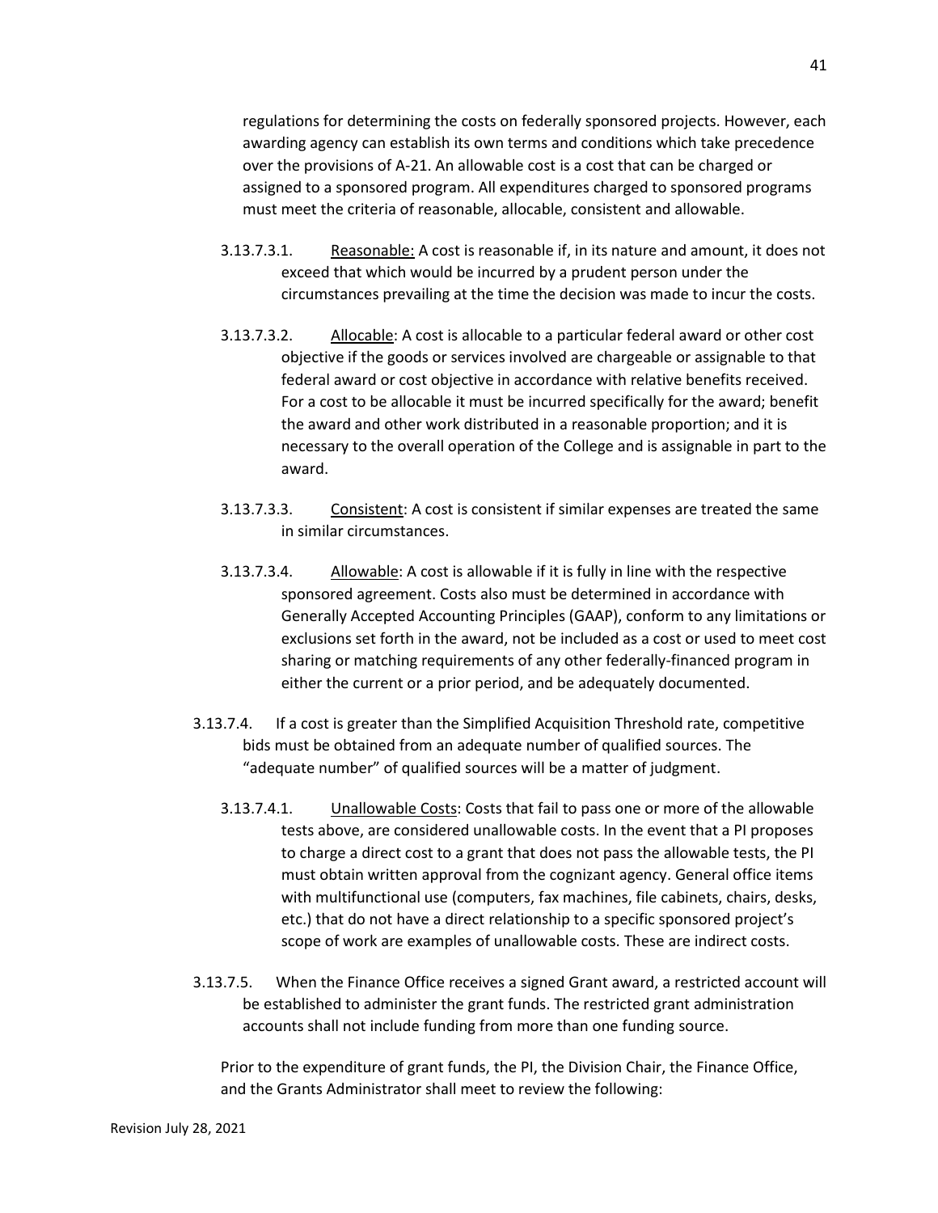regulations for determining the costs on federally sponsored projects. However, each awarding agency can establish its own terms and conditions which take precedence over the provisions of A-21. An allowable cost is a cost that can be charged or assigned to a sponsored program. All expenditures charged to sponsored programs must meet the criteria of reasonable, allocable, consistent and allowable.

3.13.7.3.1. Reasonable: A cost is reasonable if, in its nature and amount, it does not exceed that which would be incurred by a prudent person under the circumstances prevailing at the time the decision was made to incur the costs.

3.13.7.3.2. Allocable: A cost is allocable to a particular federal award or other cost objective if the goods or services involved are chargeable or assignable to that federal award or cost objective in accordance with relative benefits received. For a cost to be allocable it must be incurred specifically for the award; benefit the award and other work distributed in a reasonable proportion; and it is necessary to the overall operation of the College and is assignable in part to the award.

3.13.7.3.3. Consistent: A cost is consistent if similar expenses are treated the same in similar circumstances.

3.13.7.3.4. Allowable: A cost is allowable if it is fully in line with the respective sponsored agreement. Costs also must be determined in accordance with Generally Accepted Accounting Principles (GAAP), conform to any limitations or exclusions set forth in the award, not be included as a cost or used to meet cost sharing or matching requirements of any other federally-financed program in either the current or a prior period, and be adequately documented.

3.13.7.4. If a cost is greater than the Simplified Acquisition Threshold rate, competitive bids must be obtained from an adequate number of qualified sources. The "adequate number" of qualified sources will be a matter of judgment.

3.13.7.4.1. Unallowable Costs: Costs that fail to pass one or more of the allowable tests above, are considered unallowable costs. In the event that a PI proposes to charge a direct cost to a grant that does not pass the allowable tests, the PI must obtain written approval from the cognizant agency. General office items with multifunctional use (computers, fax machines, file cabinets, chairs, desks, etc.) that do not have a direct relationship to a specific sponsored project's scope of work are examples of unallowable costs. These are indirect costs.

3.13.7.5. When the Finance Office receives a signed Grant award, a restricted account will be established to administer the grant funds. The restricted grant administration accounts shall not include funding from more than one funding source.

Prior to the expenditure of grant funds, the PI, the Division Chair, the Finance Office, and the Grants Administrator shall meet to review the following: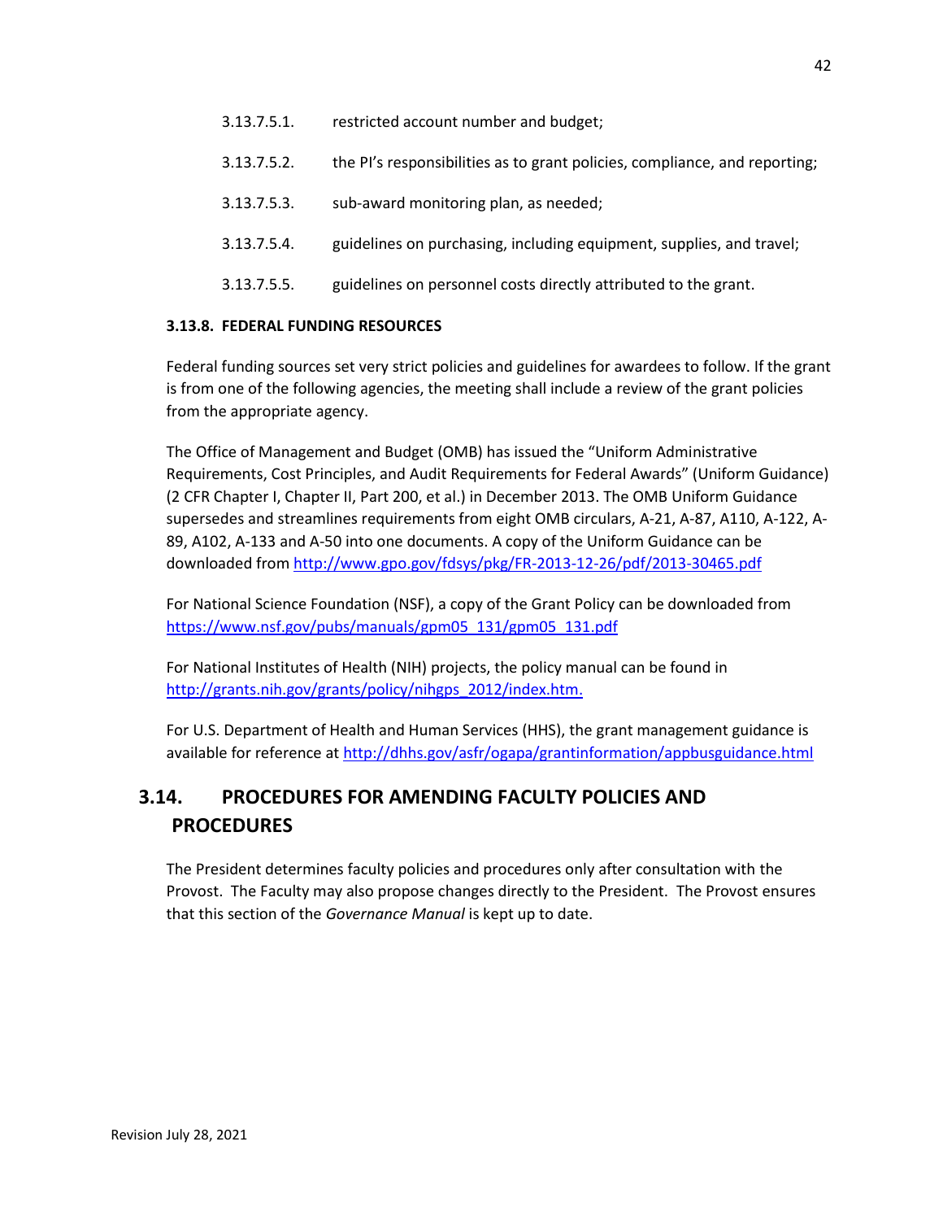3.13.7.5.1. restricted account number and budget;

3.13.7.5.2. the PI's responsibilities as to grant policies, compliance, and reporting;

3.13.7.5.3. sub-award monitoring plan, as needed;

3.13.7.5.4. guidelines on purchasing, including equipment, supplies, and travel;

3.13.7.5.5. guidelines on personnel costs directly attributed to the grant.

#### 3.13.8. FEDERAL FUNDING RESOURCES

Federal funding sources set very strict policies and guidelines for awardees to follow. If the grant is from one of the following agencies, the meeting shall include a review of the grant policies from the appropriate agency.

The Office of Management and Budget (OMB) has issued the "Uniform Administrative Requirements, Cost Principles, and Audit Requirements for Federal Awards" (Uniform Guidance) (2 CFR Chapter I, Chapter II, Part 200, et al.) in December 2013. The OMB Uniform Guidance supersedes and streamlines requirements from eight OMB circulars, A-21, A-87, A110, A-122, A-89, A102, A-133 and A-50 into one documents. A copy of the Uniform Guidance can be downloaded from http://www.gpo.gov/fdsys/pkg/FR-2013-12-26/pdf/2013-30465.pdf

For National Science Foundation (NSF), a copy of the Grant Policy can be downloaded from https://www.nsf.gov/pubs/manuals/gpm05_131/gpm05_131.pdf

For National Institutes of Health (NIH) projects, the policy manual can be found in http://grants.nih.gov/grants/policy/nihgps_2012/index.htm.

For U.S. Department of Health and Human Services (HHS), the grant management guidance is available for reference at http://dhhs.gov/asfr/ogapa/grantinformation/appbusguidance.html

## 3.14. PROCEDURES FOR AMENDING FACULTY POLICIES AND PROCEDURES

The President determines faculty policies and procedures only after consultation with the Provost. The Faculty may also propose changes directly to the President. The Provost ensures that this section of the *Governance Manual* is kept up to date.

Revision July 28, 2021